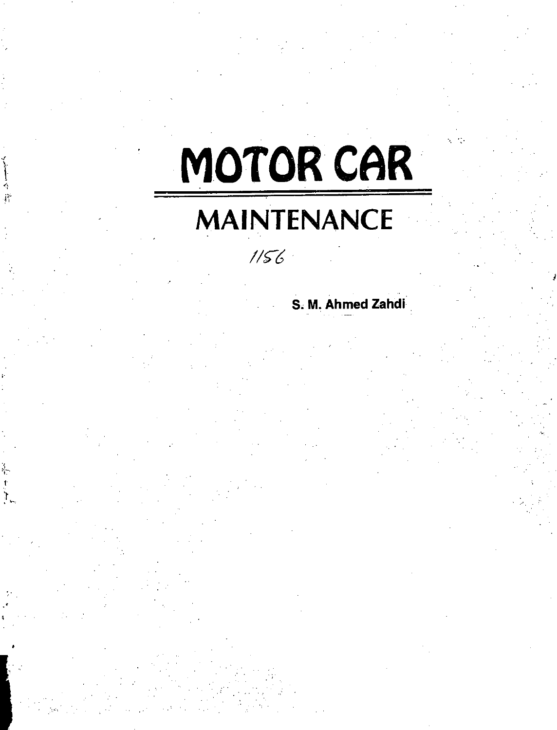# MOTOR CAR

## MAINTENANCE

1156

**S. M. Ahmed Zahdi**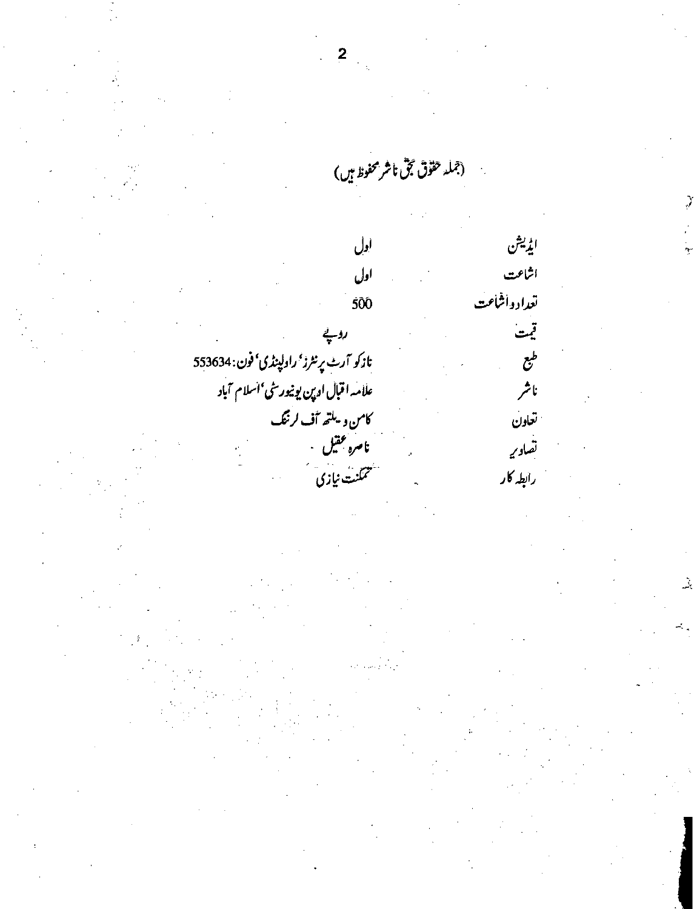(جملہ حقوق بحق ناشر محفوظ ہیں)

| | |
|---|---|
| ایڈیشن | اول |
| اشاعت | اول |
| تعداد اشاعت | 500 |
| قیمت | روپے |
| طبع | نازکو آرٹ پرنٹرز، راولپنڈی، فون: 553634 |
| ناشر | علامہ اقبال اوپن یونیورسٹی، اسلام آباد |
| تعاون | کامن ویلتھ آف لرننگ |
| تصاویر | ناصرہ عقیل |
| رابطہ کار | تمکنت نیازی |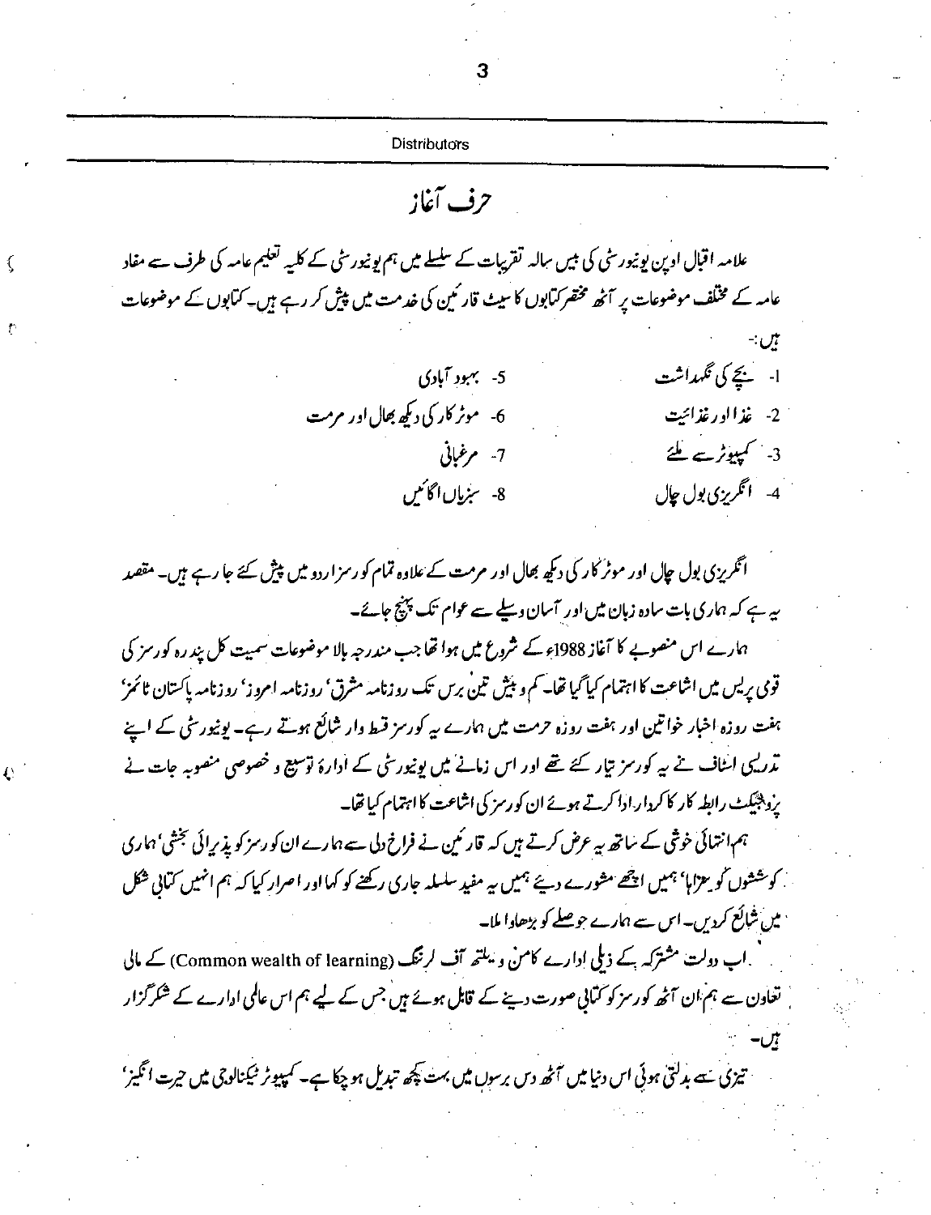# حرف آغاز

علامہ اقبال اوپن یونیورسٹی کی بیس سالہ تقریبات کے سلسلے میں ہم یونیورسٹی کے کلیہ تعلیم عامہ کی طرف سے مفاد عامہ کے مختلف موضوعات پر آٹھ مختصر کتابوں کا سیٹ قارئین کی خدمت میں پیش کر رہے ہیں۔ کتابوں کے موضوعات ہیں:-

1- بچے کی نگہداشت
2- غذا اور غذائیت
3- کمپیوٹر سے ملئے
4- انگریزی بول چال
5- بہبود آبادی
6- موٹر کار کی دیکھ بھال اور مرمت
7- مرغبانی
8- سبزیاں اگائیں

انگریزی بول چال اور موٹر کار کی دیکھ بھال اور مرمت کے علاوہ تمام کورسز اردو میں پیش کئے جا رہے ہیں۔ مقصد یہ ہے کہ ہماری بات سادہ زبان میں اور آسان وسیلے سے عوام تک پہنچ جائے۔

ہمارے اس منصوبے کا آغاز 1988ء کے شروع میں ہوا تھا جب مندرجہ بالا موضوعات سمیت کل پندرہ کورسز کی قومی پریس میں اشاعت کا اہتمام کیا گیا تھا۔ کم و بیش تین برس تک روزنامہ مشرق، روزنامہ امروز، روزنامہ پاکستان ٹائمز، ہفت روزہ اخبار خواتین اور ہفت روزہ حرمت میں ہمارے یہ کورسز قسط وار شائع ہوتے رہے۔ یونیورسٹی کے اپنے تدریسی اسٹاف نے یہ کورسز تیار کئے تھے اور اس زمانے میں یونیورسٹی کے ادارۂ توسیع و خصوصی منصوبہ جات نے پروجیکٹ رابطہ کار کا کردار ادا کرتے ہوئے ان کورسز کی اشاعت کا اہتمام کیا تھا۔

ہم انتہائی خوشی کے ساتھ یہ عرض کرتے ہیں کہ قارئین نے فراخ دلی سے ہمارے ان کورسز کو پذیرائی بخشی، ہماری کوششوں کو سراہا، ہمیں اچھے مشورے دیئے ہمیں یہ مفید سلسلہ جاری رکھنے کو کہا اور اصرار کیا کہ ہم انہیں کتابی شکل میں شائع کردیں۔ اس سے ہمارے حوصلے کو بڑھاوا ملا۔

اب دولت مشترکہ کے ذیلی ادارے کامن ویلتھ آف لرننگ (Common wealth of learning) کے مالی تعاون سے ہم ان آٹھ کورسز کو کتابی صورت دینے کے قابل ہوئے ہیں جس کے لیے ہم اس عالمی ادارے کے شکرگزار ہیں۔

تیزی سے بدلتی ہوئی اس دنیا میں آٹھ دس برسوں میں بہت کچھ تبدیل ہو چکا ہے۔ کمپیوٹر ٹیکنالوجی میں حیرت انگیز،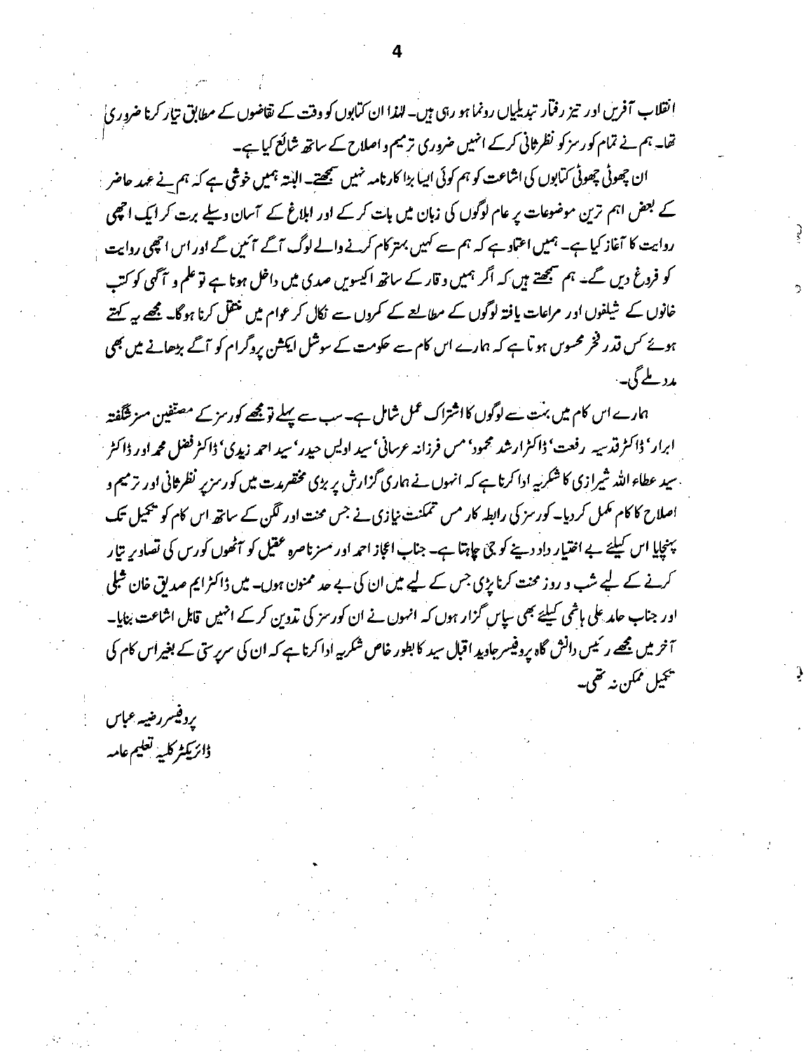انقلاب آفریں اور تیز رفتار تبدیلیاں رونما ہو رہی ہیں۔ لہٰذا ان کتابوں کو وقت کے تقاضوں کے مطابق تیار کرنا ضروری تھا۔ ہم نے تمام کورسز کو نظرثانی کر کے انہیں ضروری ترمیم و اصلاح کے ساتھ شائع کیا ہے۔

ان چھوٹی چھوٹی کتابوں کی اشاعت کو ہم کوئی ایسا بڑا کارنامہ نہیں سمجھتے۔ البتہ ہمیں خوشی ہے کہ ہم نے عہد حاضر کے بعض اہم ترین موضوعات پر عام لوگوں کی زبان میں بات کر کے اور ابلاغ کے آسان وسیلے برت کر ایک اچھی روایت کا آغاز کیا ہے۔ ہمیں اعتماد ہے کہ ہم سے کہیں بہتر کام کرنے والے لوگ آگے آئیں گے اور اس اچھی روایت کو فروغ دیں گے۔ ہم سمجھتے ہیں کہ اگر ہمیں وقار کے ساتھ اکیسویں صدی میں داخل ہونا ہے تو علم و آگہی کو کتب خانوں کے شیلفوں اور مراعات یافتہ لوگوں کے مطالعے کے کمروں سے نکال کر عوام میں منتقل کرنا ہوگا۔ مجھے یہ کہتے ہوئے کس قدر فخر محسوس ہوتا ہے کہ ہمارے اس کام سے حکومت کے سوشل ایکشن پروگرام کو آگے بڑھانے میں بھی مدد ملے گی۔

ہمارے اس کام میں بہت سے لوگوں کا اشتراک عمل شامل ہے۔ سب سے پہلے تو مجھے کورسز کے مصنفین مسز شگفتہ ابرار، ڈاکٹر قدسیہ رفعت، ڈاکٹر ارشد محمود، مس فرزانہ عرسانی، سید اویس حیدر، سید احمد زیدی، ڈاکٹر فضل محمد اور ڈاکٹر سید عطاء اللہ شیرازی کا شکریہ ادا کرنا ہے کہ انہوں نے ہماری گزارش پر بڑی مختصر مدت میں کورسز پر نظرثانی اور ترمیم و اصلاح کا کام مکمل کر دیا۔ کورسز کی رابطہ کار مس تمکنت نیازی نے جس محنت اور لگن کے ساتھ اس کام کو تکمیل تک پہنچایا اس کیلئے بے اختیار داد دینے کو جی چاہتا ہے۔ جناب اعجاز احمد اور مسز ناصرہ عقیل کو آٹھوں کورس کی تصاویر تیار کرنے کے لیے شب و روز محنت کرنا پڑی جس کے لیے میں ان کی بے حد ممنون ہوں۔ میں ڈاکٹر ایم صدیق خان شبلی اور جناب حامد علی ہاشمی کیلئے بھی سپاس گزار ہوں کہ انہوں نے ان کورسز کی تدوین کر کے انہیں قابل اشاعت بنایا۔ آخر میں مجھے رئیس دانش گاہ پروفیسر جاوید اقبال سید کا بطور خاص شکریہ ادا کرنا ہے کہ ان کی سرپرستی کے بغیر اس کام کی تکمیل ممکن نہ تھی۔

پروفیسر رضیہ عباس
ڈائریکٹر کلیہ تعلیم عامہ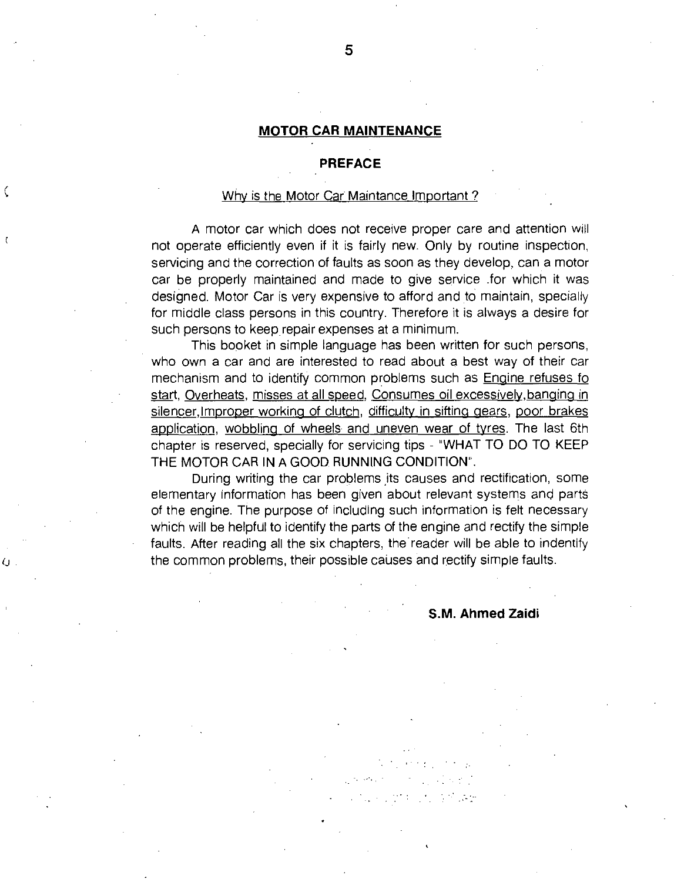# MOTOR CAR MAINTENANCE

## PREFACE

### Why is the Motor Car Maintance Important ?

A motor car which does not receive proper care and attention will not operate efficiently even if it is fairly new. Only by routine inspection, servicing and the correction of faults as soon as they develop, can a motor car be properly maintained and made to give service .for which it was designed. Motor Car is very expensive to afford and to maintain, specially for middle class persons in this country. Therefore it is always a desire for such persons to keep repair expenses at a minimum.

This booket in simple language has been written for such persons, who own a car and are interested to read about a best way of their car mechanism and to identify common problems such as Engine refuses fo start, Overheats, misses at all speed, Consumes oil excessively,banging in silencer,Improper working of clutch, difficulty in sifting gears, poor brakes application, wobbling of wheels and uneven wear of tyres. The last 6th chapter is reserved, specially for servicing tips - "WHAT TO DO TO KEEP THE MOTOR CAR IN A GOOD RUNNING CONDITION".

During writing the car problems its causes and rectification, some elementary information has been given about relevant systems and parts of the engine. The purpose of including such information is felt necessary which will be helpful to identify the parts of the engine and rectify the simple faults. After reading all the six chapters, the reader will be able to indentify the common problems, their possible causes and rectify simple faults.

**S.M. Ahmed Zaidi**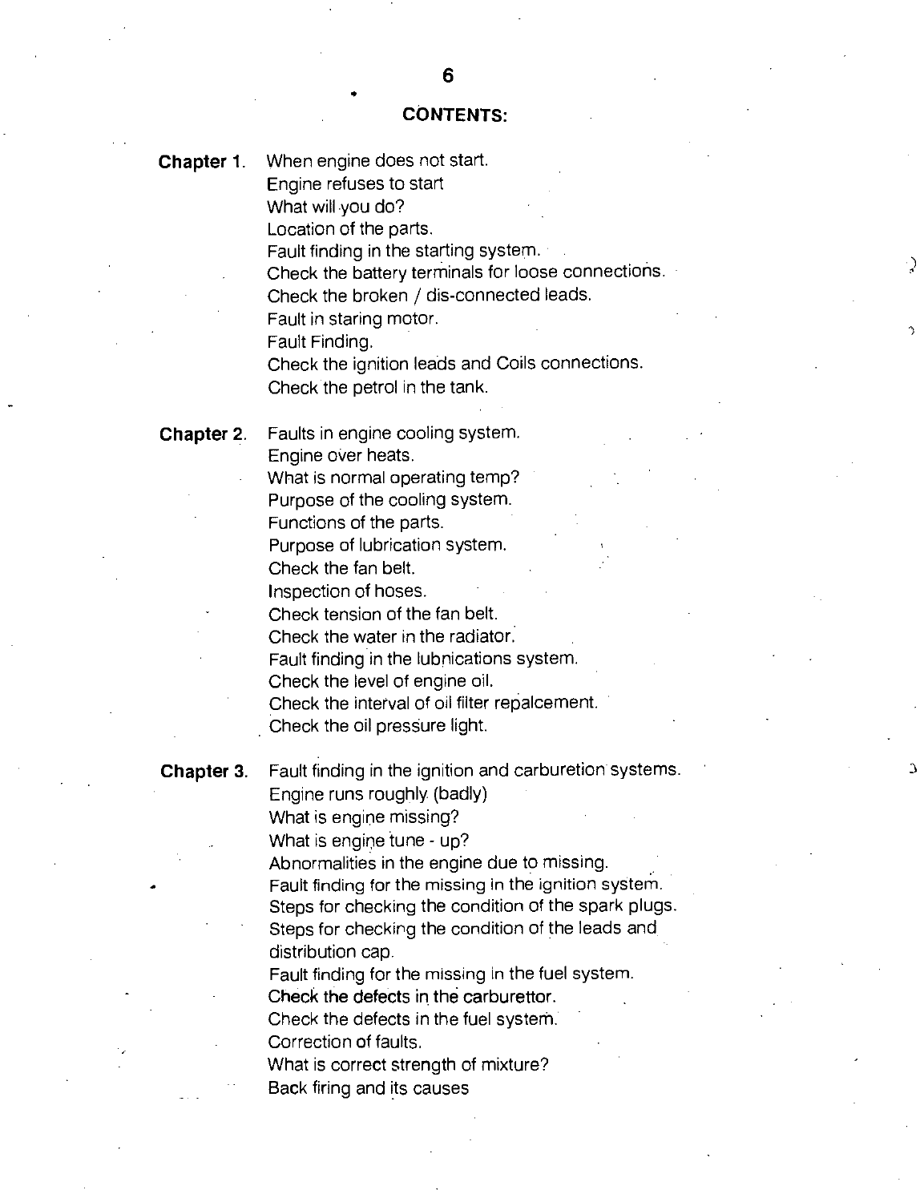# CONTENTS:

**Chapter 1.** When engine does not start.
Engine refuses to start
What will you do?
Location of the parts.
Fault finding in the starting system.
Check the battery terminals for loose connections.
Check the broken / dis-connected leads.
Fault in staring motor.
Fault Finding.
Check the ignition leads and Coils connections.
Check the petrol in the tank.

**Chapter 2.** Faults in engine cooling system.
Engine over heats.
What is normal operating temp?
Purpose of the cooling system.
Functions of the parts.
Purpose of lubrication system.
Check the fan belt.
Inspection of hoses.
Check tension of the fan belt.
Check the water in the radiator.
Fault finding in the lubnications system.
Check the level of engine oil.
Check the interval of oil filter repalcement.
Check the oil pressure light.

**Chapter 3.** Fault finding in the ignition and carburetion systems.
Engine runs roughly (badly)
What is engine missing?
What is engine tune - up?
Abnormalities in the engine due to missing.
Fault finding for the missing in the ignition system.
Steps for checking the condition of the spark plugs.
Steps for checking the condition of the leads and distribution cap.
Fault finding for the missing in the fuel system.
Check the defects in the carburettor.
Check the defects in the fuel system.
Correction of faults.
What is correct strength of mixture?
Back firing and its causes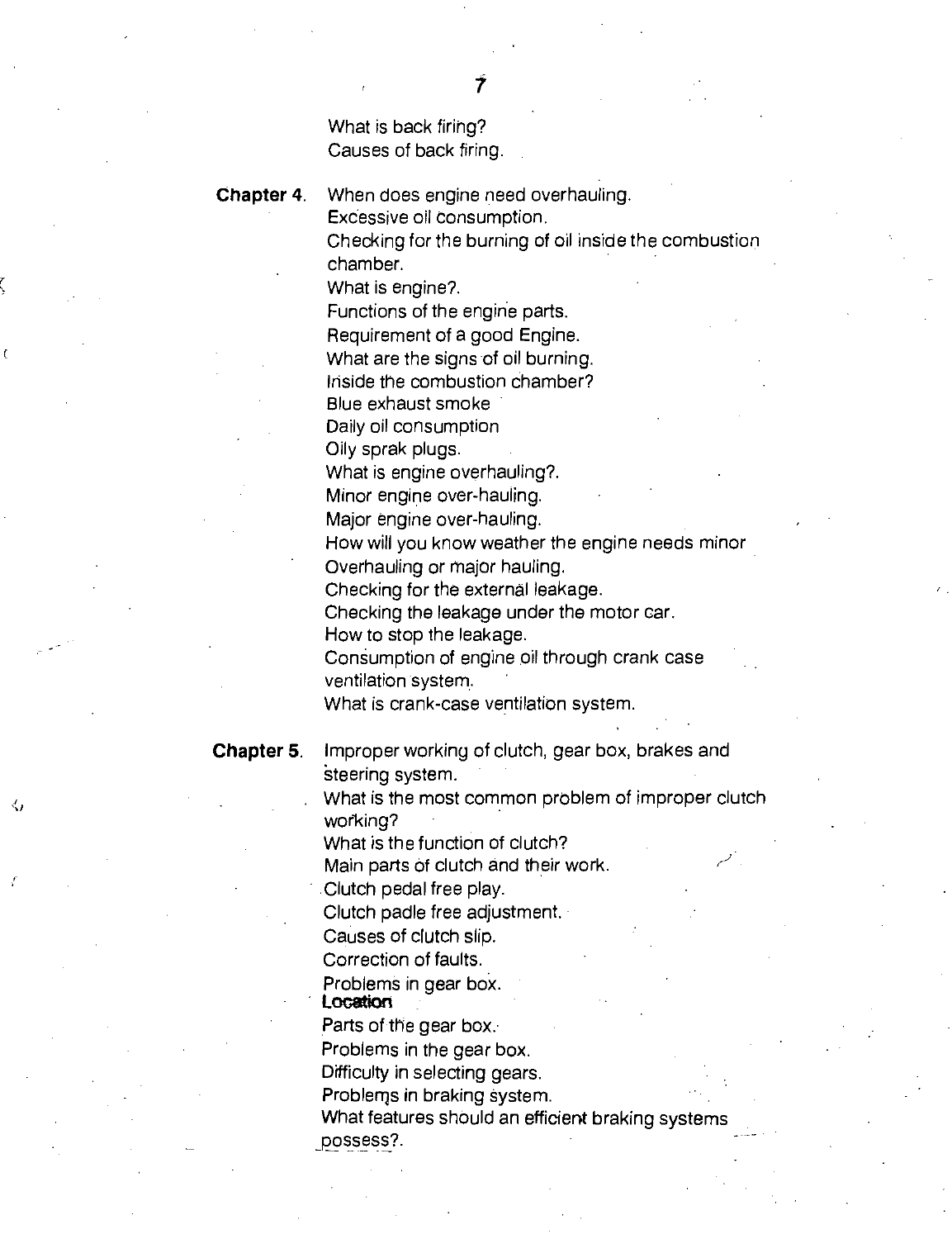What is back firing?
Causes of back firing.

**Chapter 4.** When does engine need overhauling.
Excessive oil consumption.
Checking for the burning of oil inside the combustion chamber.
What is engine?.
Functions of the engine parts.
Requirement of a good Engine.
What are the signs of oil burning.
Inside the combustion chamber?
Blue exhaust smoke
Daily oil consumption
Oily sprak plugs.
What is engine overhauling?.
Minor engine over-hauling.
Major engine over-hauling.
How will you know weather the engine needs minor Overhauling or major hauling.
Checking for the external leakage.
Checking the leakage under the motor car.
How to stop the leakage.
Consumption of engine oil through crank case ventilation system.
What is crank-case ventilation system.

**Chapter 5.** Improper working of clutch, gear box, brakes and steering system.
What is the most common problem of improper clutch working?
What is the function of clutch?
Main parts of clutch and their work.
Clutch pedal free play.
Clutch padle free adjustment.
Causes of clutch slip.
Correction of faults.
Problems in gear box.
**Location**
Parts of the gear box.
Problems in the gear box.
Difficulty in selecting gears.
Problems in braking system.
What features should an efficient braking systems possess?.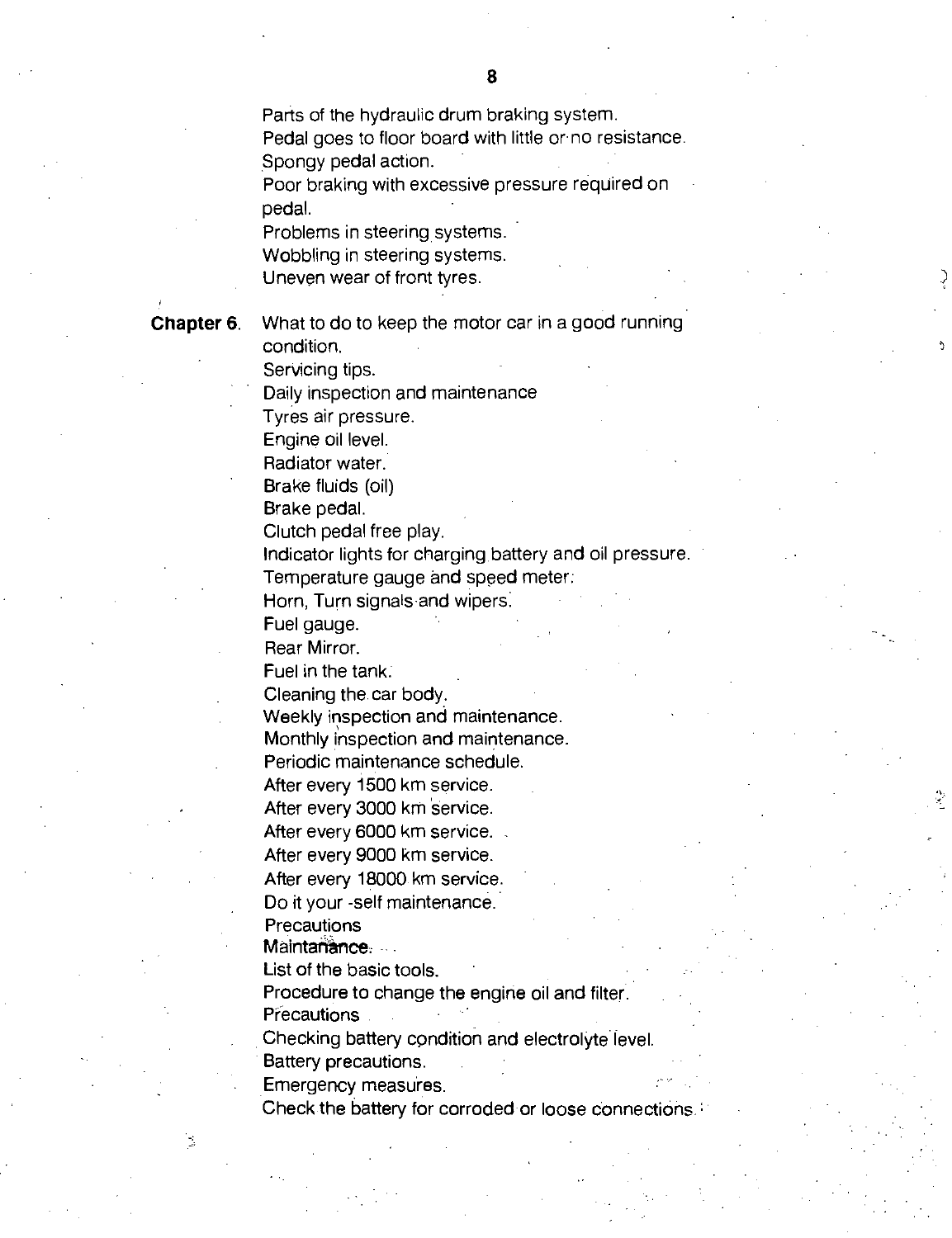Parts of the hydraulic drum braking system.
Pedal goes to floor board with little or no resistance.
Spongy pedal action.
Poor braking with excessive pressure required on pedal.
Problems in steering systems.
Wobbling in steering systems.
Uneven wear of front tyres.

**Chapter 6.** What to do to keep the motor car in a good running condition.
Servicing tips.
Daily inspection and maintenance
Tyres air pressure.
Engine oil level.
Radiator water.
Brake fluids (oil)
Brake pedal.
Clutch pedal free play.
Indicator lights for charging battery and oil pressure.
Temperature gauge and speed meter.
Horn, Turn signals and wipers.
Fuel gauge.
Rear Mirror.
Fuel in the tank.
Cleaning the car body.
Weekly inspection and maintenance.
Monthly inspection and maintenance.
Periodic maintenance schedule.
After every 1500 km service.
After every 3000 km service.
After every 6000 km service.
After every 9000 km service.
After every 18000 km service.
Do it your -self maintenance.
Precautions
Maintanance.
List of the basic tools.
Procedure to change the engine oil and filter.
Precautions
Checking battery condition and electrolyte level.
Battery precautions.
Emergency measures.
Check the battery for corroded or loose connections.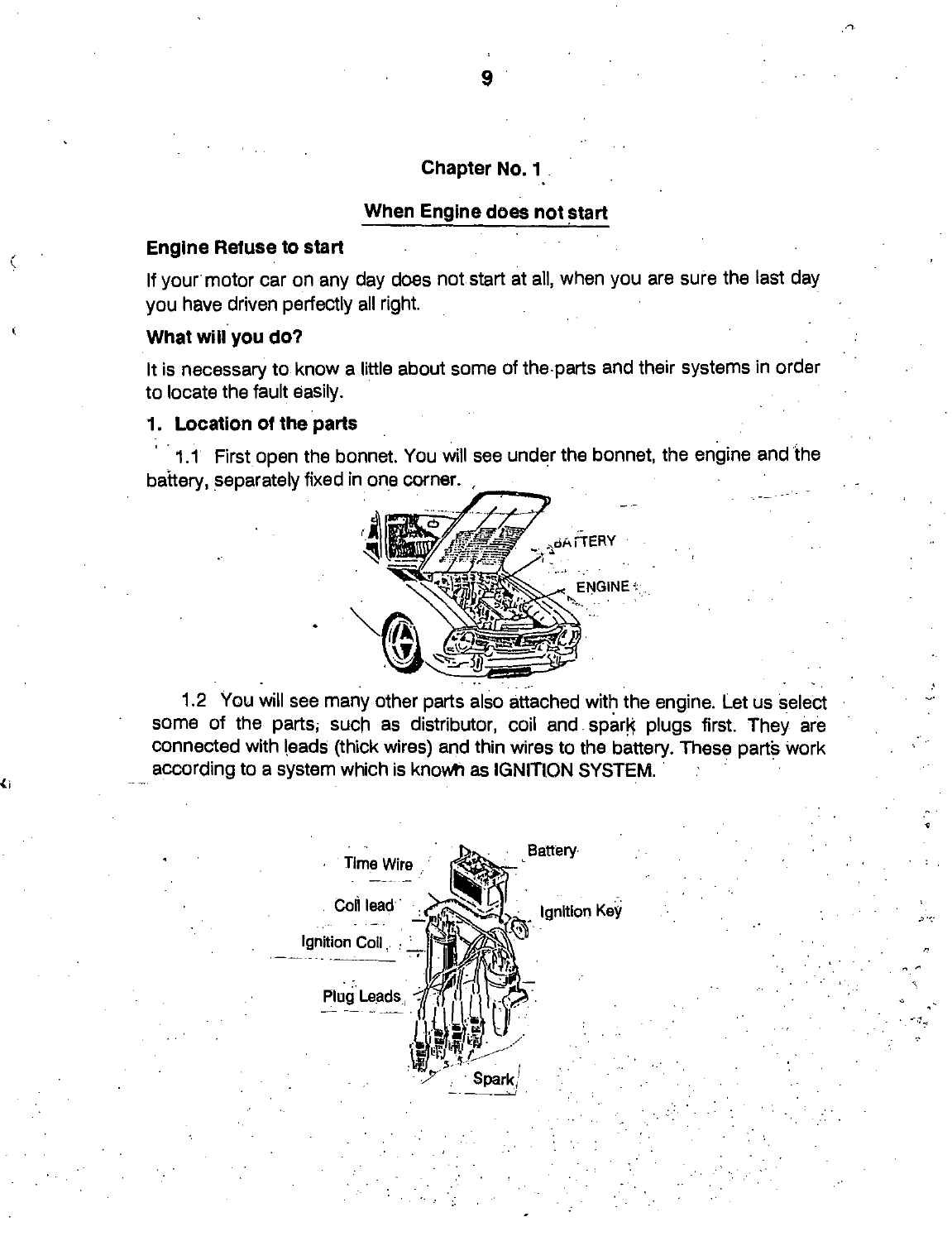# Chapter No. 1

## When Engine does not start

**Engine Refuse to start**

If your motor car on any day does not start at all, when you are sure the last day you have driven perfectly all right.

**What will you do?**

It is necessary to know a little about some of the parts and their systems in order to locate the fault easily.

### 1. Location of the parts

1.1 First open the bonnet. You will see under the bonnet, the engine and the battery, separately fixed in one corner.

1.2 You will see many other parts also attached with the engine. Let us select some of the parts, such as distributor, coil and spark plugs first. They are connected with leads (thick wires) and thin wires to the battery. These parts work according to a system which is known as IGNITION SYSTEM.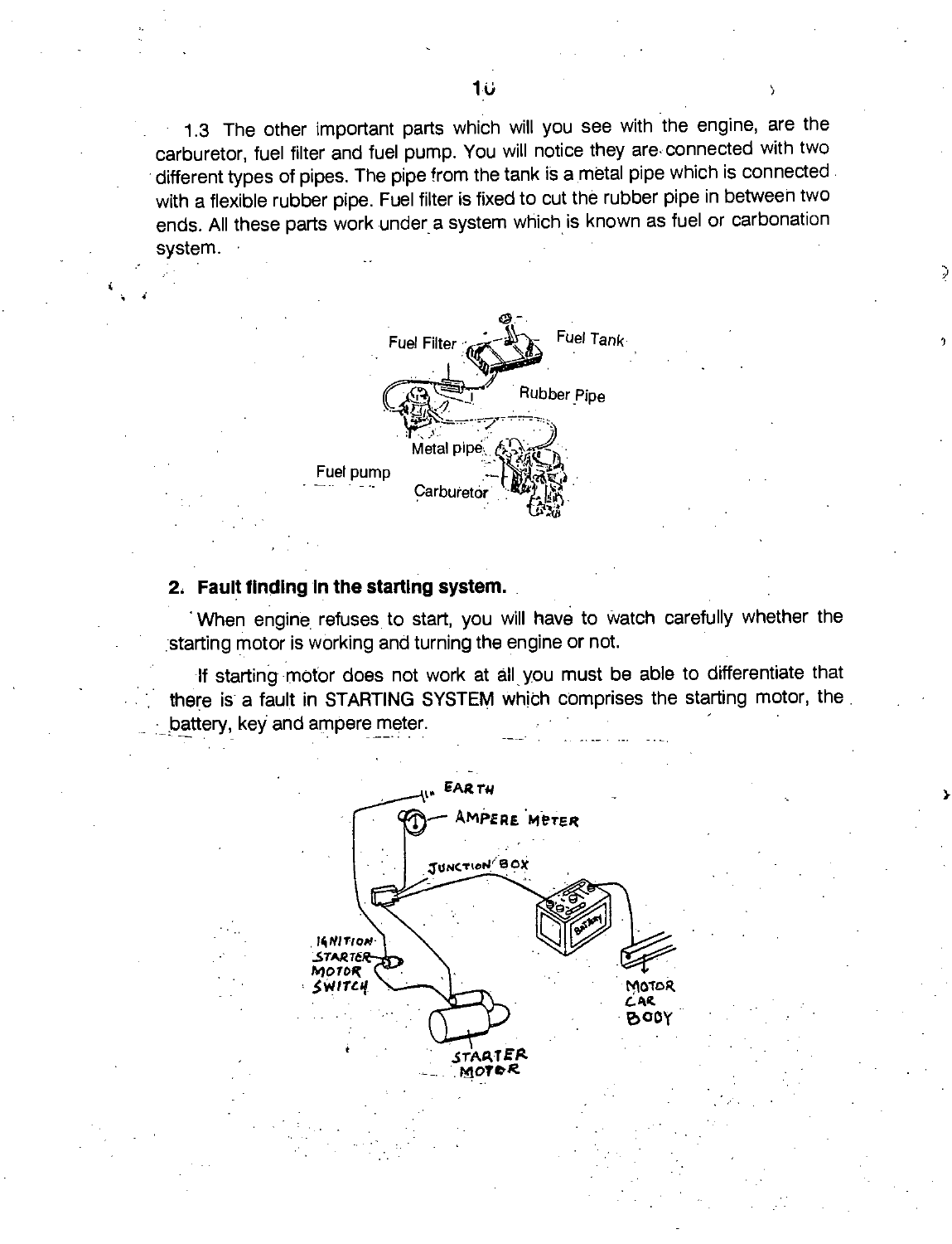1.3 The other important parts which will you see with the engine, are the carburetor, fuel filter and fuel pump. You will notice they are connected with two different types of pipes. The pipe from the tank is a metal pipe which is connected with a flexible rubber pipe. Fuel filter is fixed to cut the rubber pipe in between two ends. All these parts work under a system which is known as fuel or carbonation system.

## 2. Fault finding in the starting system.

When engine refuses to start, you will have to watch carefully whether the starting motor is working and turning the engine or not.

If starting motor does not work at all you must be able to differentiate that there is a fault in STARTING SYSTEM which comprises the starting motor, the battery, key and ampere meter.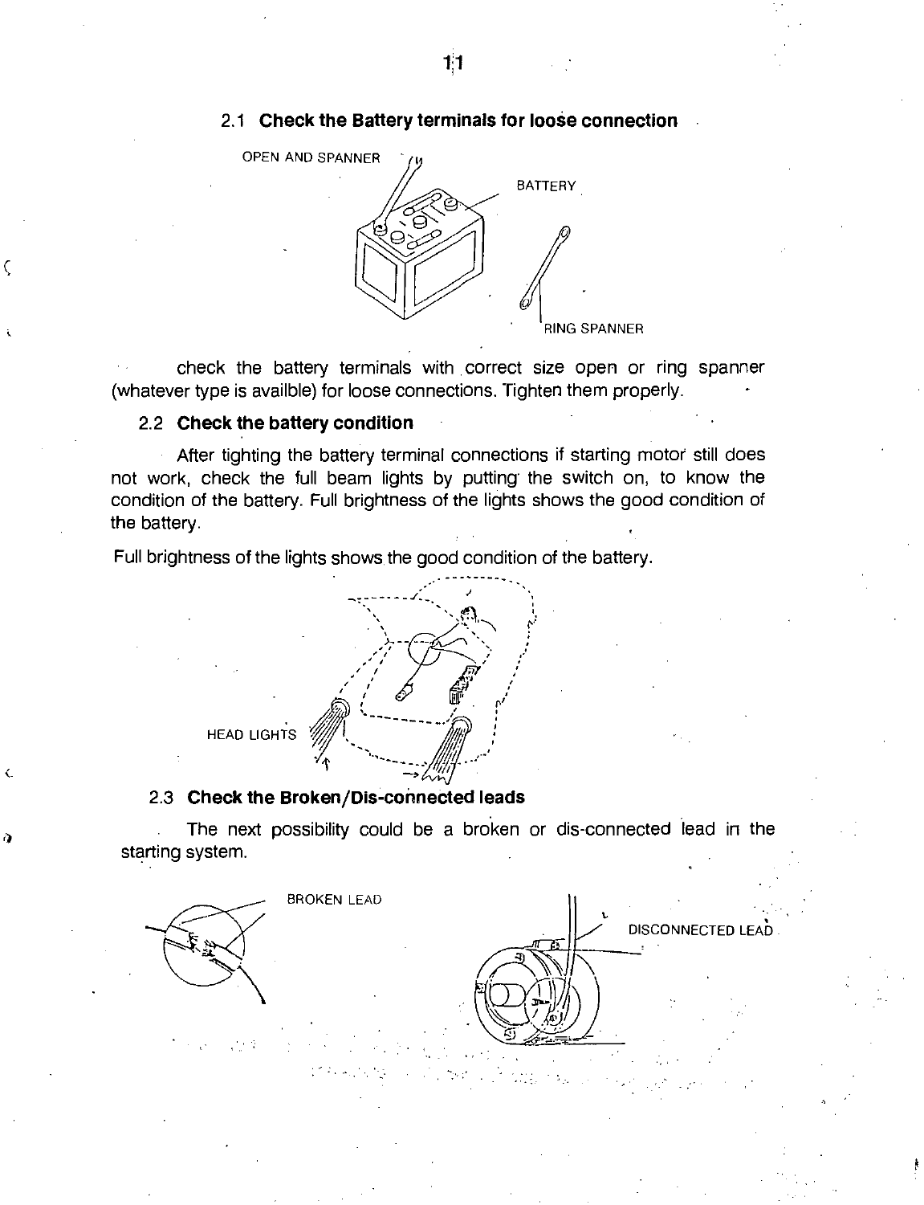## 2.1 Check the Battery terminals for loose connection

OPEN AND SPANNER

BATTERY

RING SPANNER

check the battery terminals with correct size open or ring spanner (whatever type is availble) for loose connections. Tighten them properly.

## 2.2 Check the battery condition

After tighting the battery terminal connections if starting motor still does not work, check the full beam lights by putting the switch on, to know the condition of the battery. Full brightness of the lights shows the good condition of the battery.

Full brightness of the lights shows the good condition of the battery.

HEAD LIGHTS

## 2.3 Check the Broken/Dis-connected leads

The next possibility could be a broken or dis-connected lead in the starting system.

BROKEN LEAD

DISCONNECTED LEAD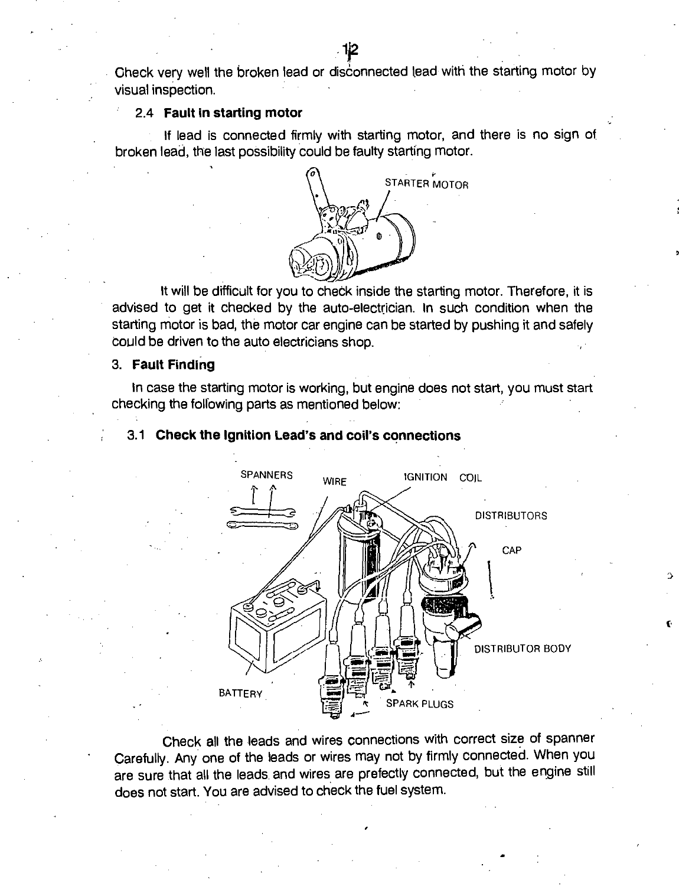Check very well the broken lead or disconnected lead with the starting motor by visual inspection.

### 2.4 Fault in starting motor

If lead is connected firmly with starting motor, and there is no sign of broken lead, the last possibility could be faulty starting motor.

STARTER MOTOR

It will be difficult for you to check inside the starting motor. Therefore, it is advised to get it checked by the auto-electrician. In such condition when the starting motor is bad, the motor car engine can be started by pushing it and safely could be driven to the auto electricians shop.

## 3. Fault Finding

In case the starting motor is working, but engine does not start, you must start checking the following parts as mentioned below:

### 3.1 Check the Ignition Lead's and coil's connections

SPANNERS WIRE IGNITION COIL DISTRIBUTORS CAP DISTRIBUTOR BODY BATTERY SPARK PLUGS

Check all the leads and wires connections with correct size of spanner Carefully. Any one of the leads or wires may not by firmly connected. When you are sure that all the leads and wires are prefectly connected, but the engine still does not start. You are advised to check the fuel system.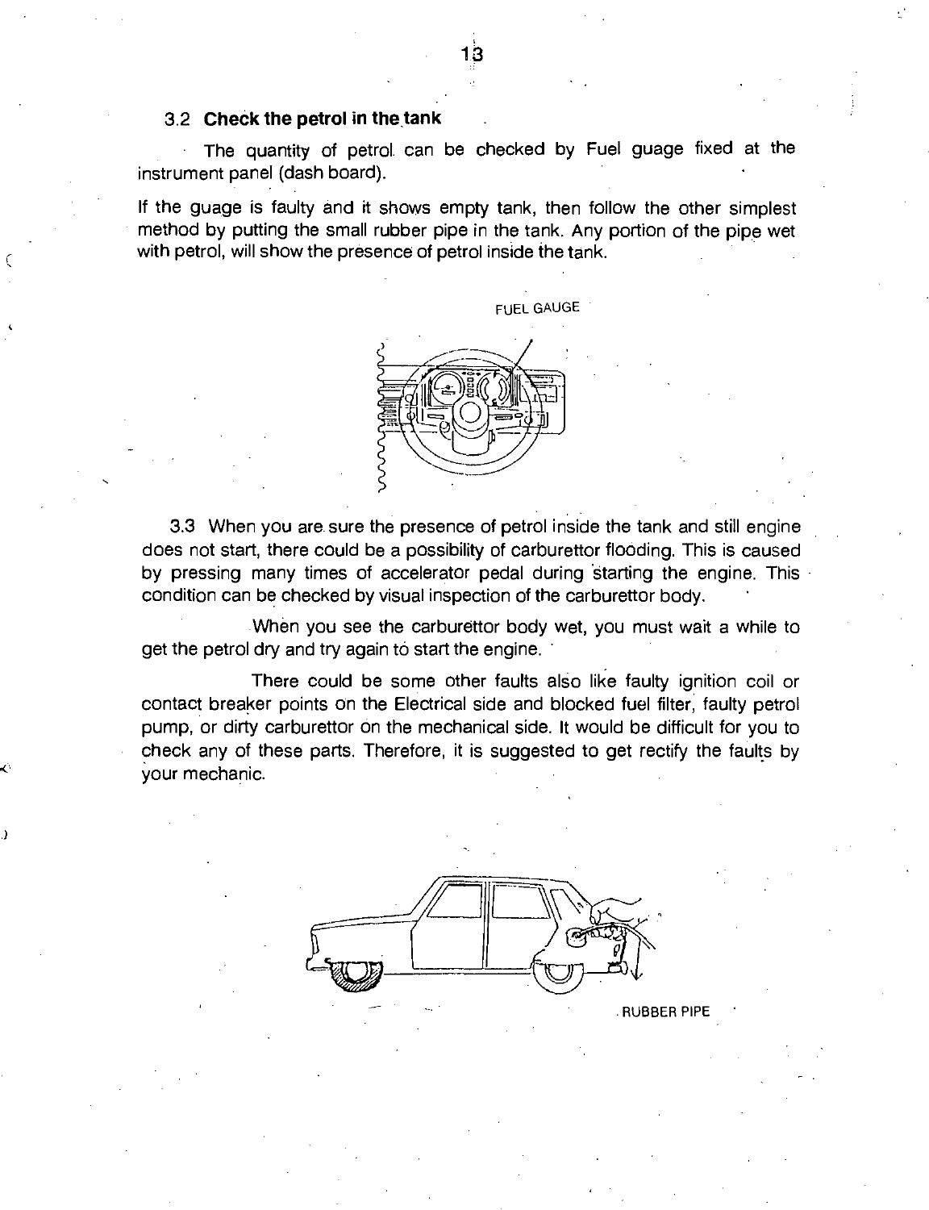### 3.2 Check the petrol in the tank

The quantity of petrol can be checked by Fuel guage fixed at the instrument panel (dash board).

If the guage is faulty and it shows empty tank, then follow the other simplest method by putting the small rubber pipe in the tank. Any portion of the pipe wet with petrol, will show the presence of petrol inside the tank.

FUEL GAUGE

3.3 When you are sure the presence of petrol inside the tank and still engine does not start, there could be a possibility of carburettor flooding. This is caused by pressing many times of accelerator pedal during starting the engine. This condition can be checked by visual inspection of the carburettor body.

When you see the carburettor body wet, you must wait a while to get the petrol dry and try again to start the engine.

There could be some other faults also like faulty ignition coil or contact breaker points on the Electrical side and blocked fuel filter, faulty petrol pump, or dirty carburettor on the mechanical side. It would be difficult for you to check any of these parts. Therefore, it is suggested to get rectify the faults by your mechanic.

RUBBER PIPE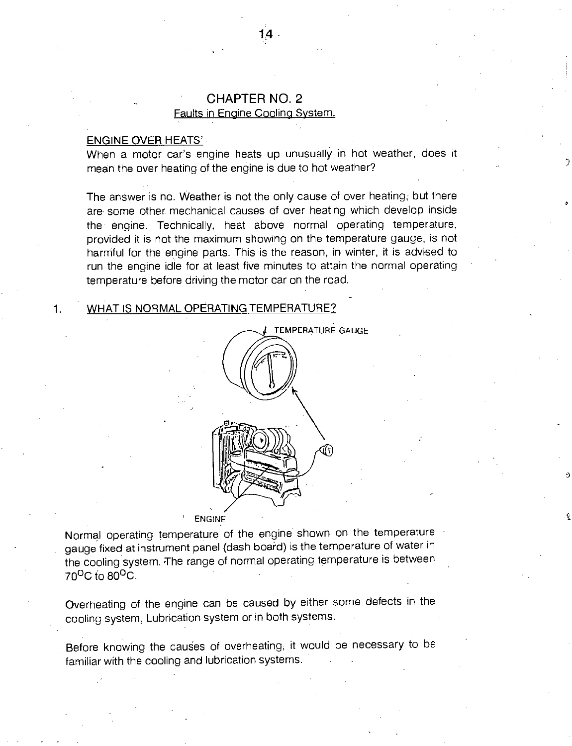# CHAPTER NO. 2

## Faults in Engine Cooling System.

ENGINE OVER HEATS'

When a motor car's engine heats up unusually in hot weather, does it mean the over heating of the engine is due to hot weather?

The answer is no. Weather is not the only cause of over heating, but there are some other mechanical causes of over heating which develop inside the engine. Technically, heat above normal operating temperature, provided it is not the maximum showing on the temperature gauge, is not harmful for the engine parts. This is the reason, in winter, it is advised to run the engine idle for at least five minutes to attain the normal operating temperature before driving the motor car on the road.

1. WHAT IS NORMAL OPERATING TEMPERATURE?

TEMPERATURE GAUGE

ENGINE

Normal operating temperature of the engine shown on the temperature gauge fixed at instrument panel (dash board) is the temperature of water in the cooling system. The range of normal operating temperature is between 70°C to 80°C.

Overheating of the engine can be caused by either some defects in the cooling system, Lubrication system or in both systems.

Before knowing the causes of overheating, it would be necessary to be familiar with the cooling and lubrication systems.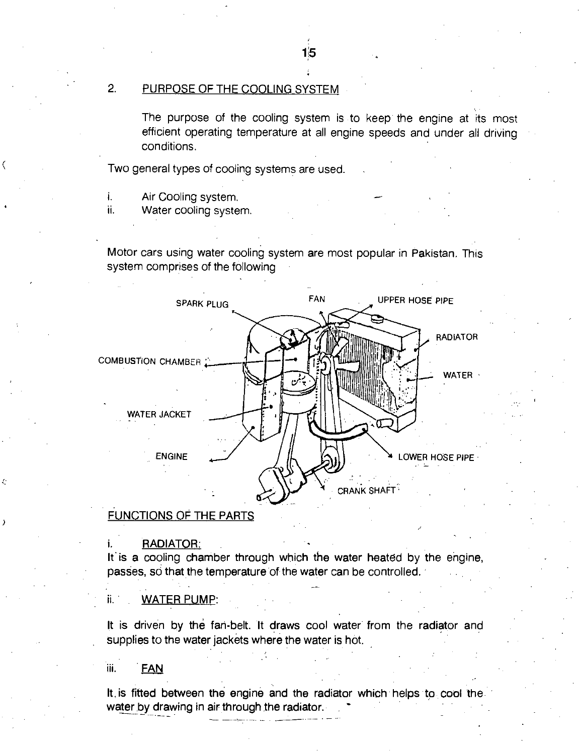2. PURPOSE OF THE COOLING SYSTEM

The purpose of the cooling system is to keep the engine at its most efficient operating temperature at all engine speeds and under all driving conditions.

Two general types of cooling systems are used.

i. Air Cooling system.
ii. Water cooling system.

Motor cars using water cooling system are most popular in Pakistan. This system comprises of the following

## FUNCTIONS OF THE PARTS

i. RADIATOR:
It is a cooling chamber through which the water heated by the engine, passes, so that the temperature of the water can be controlled.

ii. WATER PUMP:

It is driven by the fan-belt. It draws cool water from the radiator and supplies to the water jackets where the water is hot.

iii. FAN

It is fitted between the engine and the radiator which helps to cool the water by drawing in air through the radiator.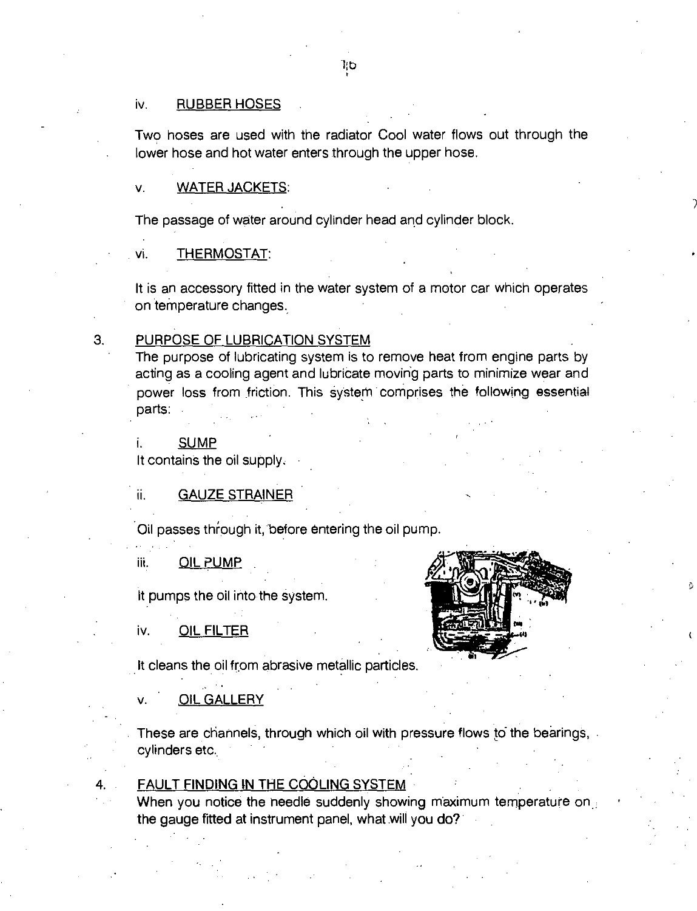iv. RUBBER HOSES

Two hoses are used with the radiator Cool water flows out through the lower hose and hot water enters through the upper hose.

v. WATER JACKETS:

The passage of water around cylinder head and cylinder block.

vi. THERMOSTAT:

It is an accessory fitted in the water system of a motor car which operates on temperature changes.

3. PURPOSE OF LUBRICATION SYSTEM

The purpose of lubricating system is to remove heat from engine parts by acting as a cooling agent and lubricate moving parts to minimize wear and power loss from friction. This system comprises the following essential parts:

i. SUMP

It contains the oil supply.

ii. GAUZE STRAINER

Oil passes through it, before entering the oil pump.

iii. OIL PUMP

It pumps the oil into the system.

iv. OIL FILTER

It cleans the oil from abrasive metallic particles.

v. OIL GALLERY

These are channels, through which oil with pressure flows to the bearings, cylinders etc.

4. FAULT FINDING IN THE COOLING SYSTEM

When you notice the needle suddenly showing maximum temperature on the gauge fitted at instrument panel, what will you do?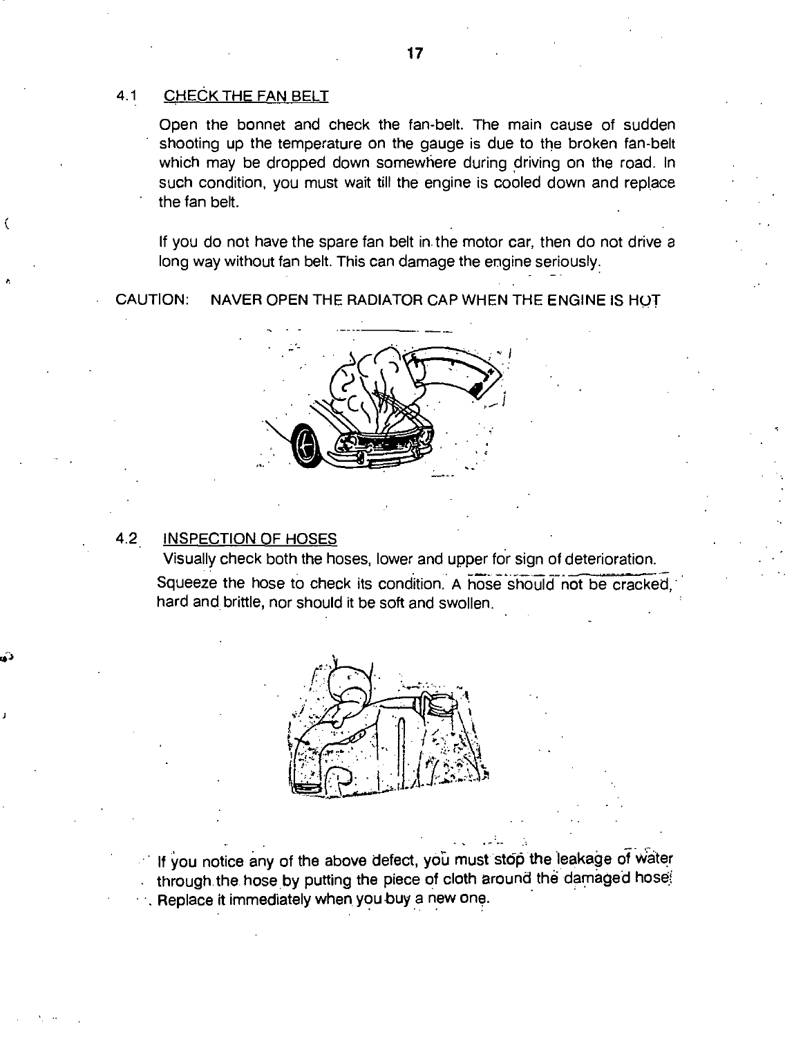## 4.1 CHECK THE FAN BELT

Open the bonnet and check the fan-belt. The main cause of sudden shooting up the temperature on the gauge is due to the broken fan-belt which may be dropped down somewhere during driving on the road. In such condition, you must wait till the engine is cooled down and replace the fan belt.

If you do not have the spare fan belt in the motor car, then do not drive a long way without fan belt. This can damage the engine seriously.

CAUTION: NAVER OPEN THE RADIATOR CAP WHEN THE ENGINE IS HOT

## 4.2 INSPECTION OF HOSES

Visually check both the hoses, lower and upper for sign of deterioration. Squeeze the hose to check its condition. A hose should not be cracked, hard and brittle, nor should it be soft and swollen.

If you notice any of the above defect, you must stop the leakage of water through the hose by putting the piece of cloth around the damaged hose. Replace it immediately when you buy a new one.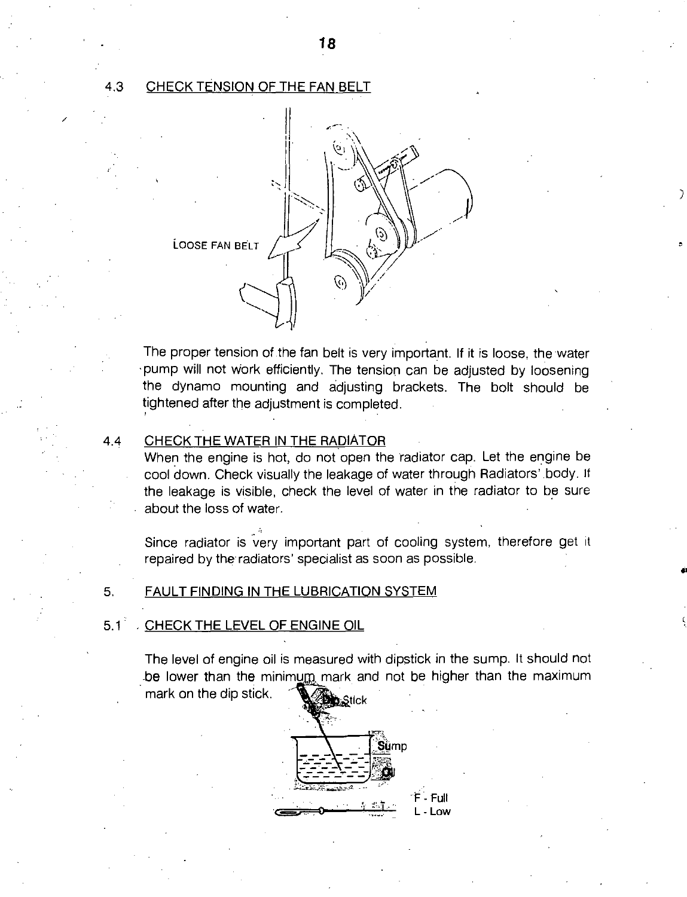### 4.3 CHECK TENSION OF THE FAN BELT

LOOSE FAN BELT

The proper tension of the fan belt is very important. If it is loose, the water pump will not work efficiently. The tension can be adjusted by loosening the dynamo mounting and adjusting brackets. The bolt should be tightened after the adjustment is completed.

### 4.4 CHECK THE WATER IN THE RADIATOR

When the engine is hot, do not open the radiator cap. Let the engine be cool down. Check visually the leakage of water through Radiators' body. If the leakage is visible, check the level of water in the radiator to be sure about the loss of water.

Since radiator is very important part of cooling system, therefore get it repaired by the radiators' specialist as soon as possible.

## 5. FAULT FINDING IN THE LUBRICATION SYSTEM

### 5.1 CHECK THE LEVEL OF ENGINE OIL

The level of engine oil is measured with dipstick in the sump. It should not be lower than the minimum mark and not be higher than the maximum mark on the dip stick.

Dip Stick

Sump

Oil

F - Full
L - Low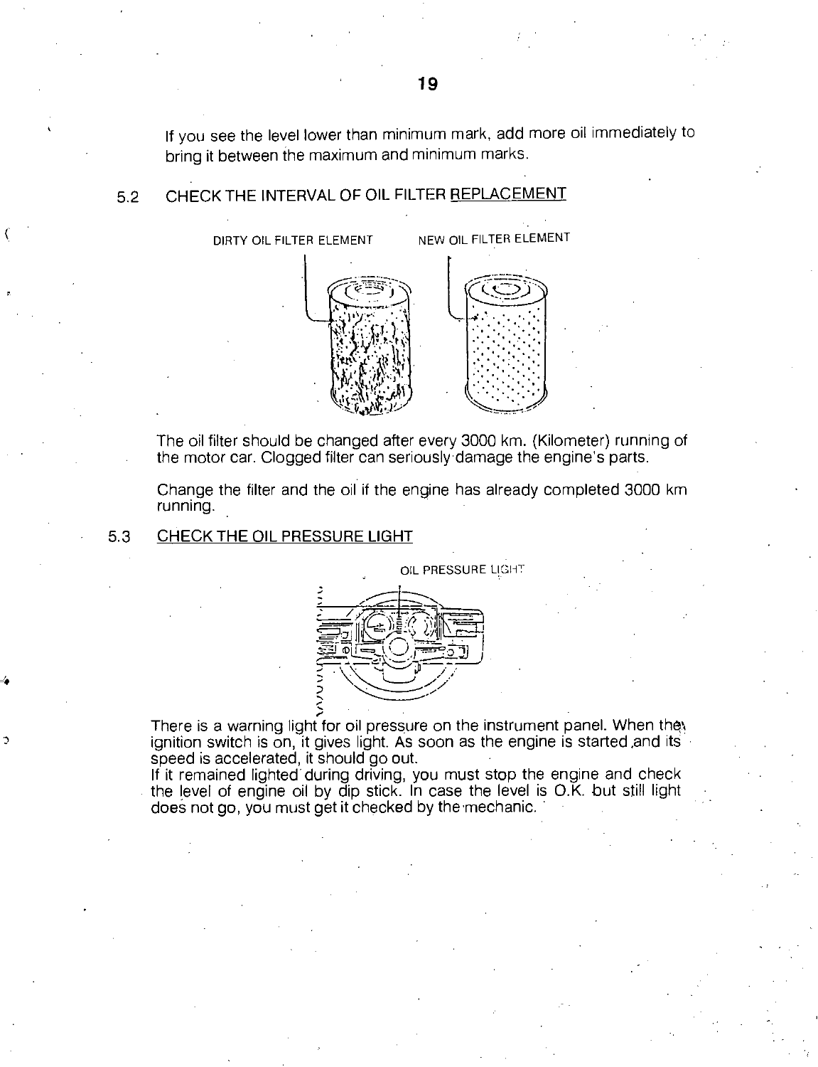If you see the level lower than minimum mark, add more oil immediately to bring it between the maximum and minimum marks.

## 5.2 CHECK THE INTERVAL OF OIL FILTER REPLACEMENT

DIRTY OIL FILTER ELEMENT NEW OIL FILTER ELEMENT

The oil filter should be changed after every 3000 km. (Kilometer) running of the motor car. Clogged filter can seriously damage the engine's parts.

Change the filter and the oil if the engine has already completed 3000 km running.

## 5.3 CHECK THE OIL PRESSURE LIGHT

OIL PRESSURE LIGHT

There is a warning light for oil pressure on the instrument panel. When the ignition switch is on, it gives light. As soon as the engine is started and its speed is accelerated, it should go out.

If it remained lighted during driving, you must stop the engine and check the level of engine oil by dip stick. In case the level is O.K. but still light does not go, you must get it checked by the mechanic.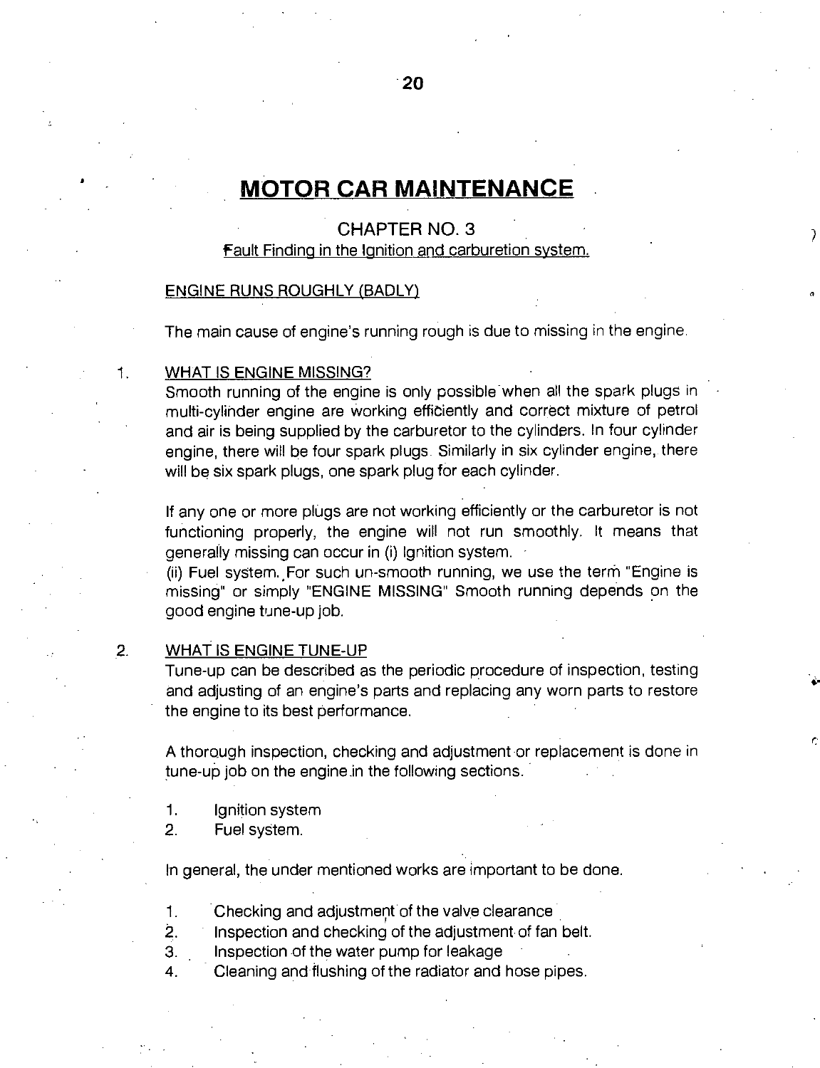# MOTOR CAR MAINTENANCE

## CHAPTER NO. 3

Fault Finding in the Ignition and carburetion system.

### ENGINE RUNS ROUGHLY (BADLY)

The main cause of engine's running rough is due to missing in the engine.

1. WHAT IS ENGINE MISSING?

   Smooth running of the engine is only possible when all the spark plugs in multi-cylinder engine are working efficiently and correct mixture of petrol and air is being supplied by the carburetor to the cylinders. In four cylinder engine, there will be four spark plugs. Similarly in six cylinder engine, there will be six spark plugs, one spark plug for each cylinder.

   If any one or more plugs are not working efficiently or the carburetor is not functioning properly, the engine will not run smoothly. It means that generally missing can occur in (i) Ignition system.
   (ii) Fuel system. For such un-smooth running, we use the term "Engine is missing" or simply "ENGINE MISSING" Smooth running depends on the good engine tune-up job.

2. WHAT IS ENGINE TUNE-UP

   Tune-up can be described as the periodic procedure of inspection, testing and adjusting of an engine's parts and replacing any worn parts to restore the engine to its best performance.

   A thorough inspection, checking and adjustment or replacement is done in tune-up job on the engine in the following sections.

   1. Ignition system
   2. Fuel system.

   In general, the under mentioned works are important to be done.

   1. Checking and adjustment of the valve clearance
   2. Inspection and checking of the adjustment of fan belt.
   3. Inspection of the water pump for leakage
   4. Cleaning and flushing of the radiator and hose pipes.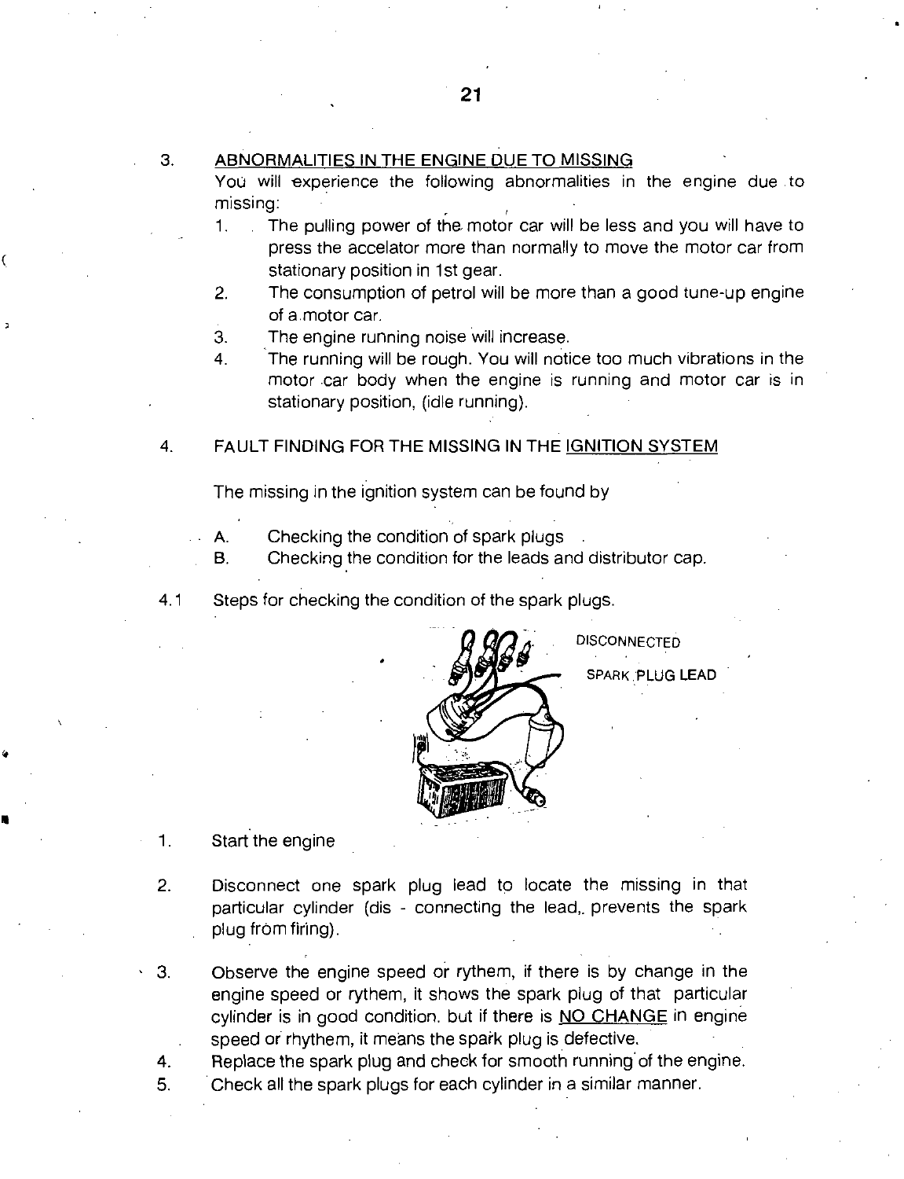3. <u>ABNORMALITIES IN THE ENGINE DUE TO MISSING</u>

   You will experience the following abnormalities in the engine due to missing:

   1. The pulling power of the motor car will be less and you will have to press the accelator more than normally to move the motor car from stationary position in 1st gear.
   2. The consumption of petrol will be more than a good tune-up engine of a motor car.
   3. The engine running noise will increase.
   4. The running will be rough. You will notice too much vibrations in the motor car body when the engine is running and motor car is in stationary position, (idle running).

4. FAULT FINDING FOR THE MISSING IN THE <u>IGNITION SYSTEM</u>

   The missing in the ignition system can be found by

   A. Checking the condition of spark plugs
   B. Checking the condition for the leads and distributor cap.

4.1 Steps for checking the condition of the spark plugs.

DISCONNECTED SPARK PLUG LEAD

1. Start the engine
2. Disconnect one spark plug lead to locate the missing in that particular cylinder (dis - connecting the lead, prevents the spark plug from firing).
3. Observe the engine speed or rythem, if there is by change in the engine speed or rythem, it shows the spark plug of that particular cylinder is in good condition. but if there is <u>NO CHANGE</u> in engine speed or rhythem, it means the spark plug is defective.
4. Replace the spark plug and check for smooth running of the engine.
5. Check all the spark plugs for each cylinder in a similar manner.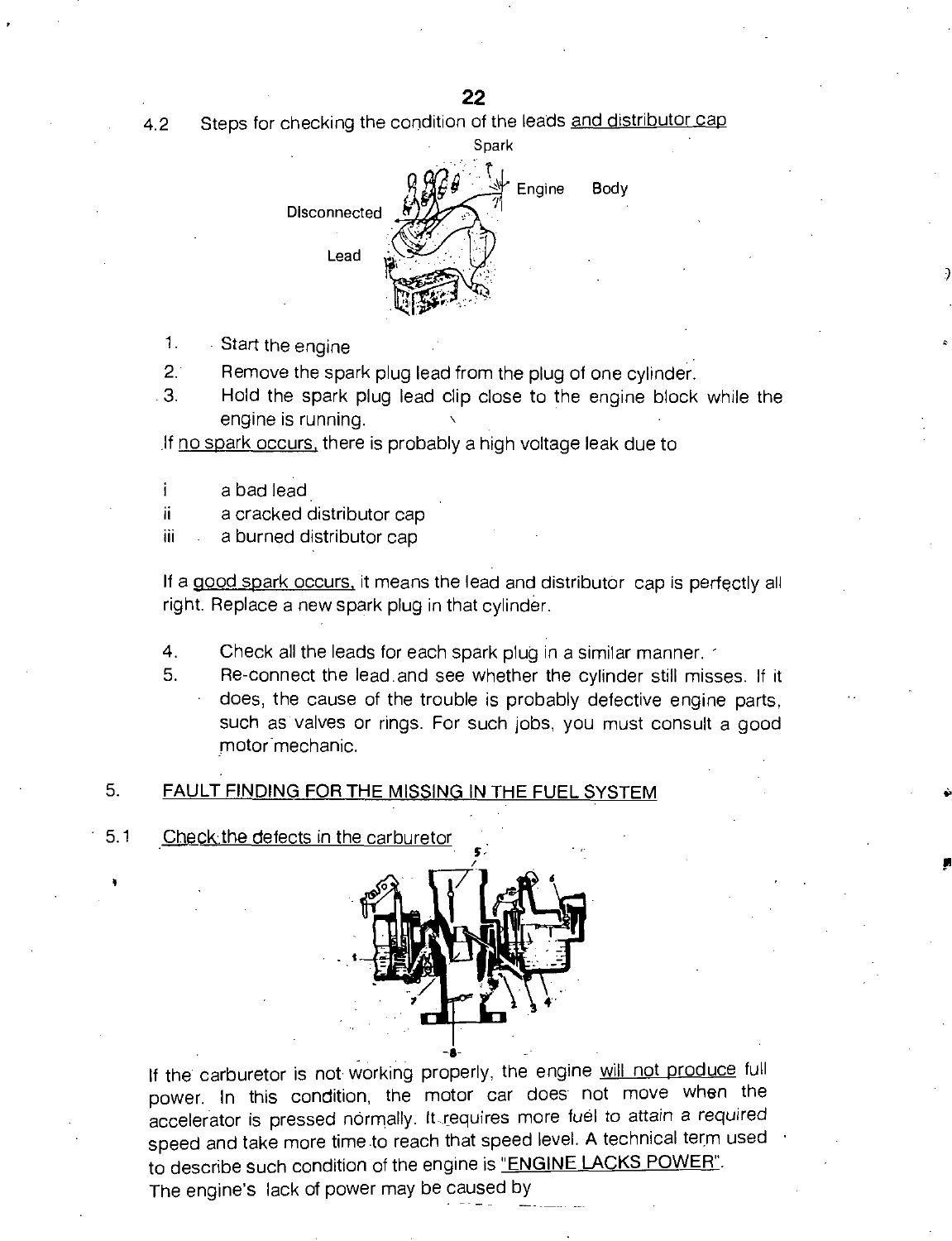4.2 Steps for checking the condition of the leads and distributor cap

1. Start the engine
2. Remove the spark plug lead from the plug of one cylinder.
3. Hold the spark plug lead clip close to the engine block while the engine is running.

If no spark occurs, there is probably a high voltage leak due to

i a bad lead
ii a cracked distributor cap
iii a burned distributor cap

If a good spark occurs, it means the lead and distributor cap is perfectly all right. Replace a new spark plug in that cylinder.

4. Check all the leads for each spark plug in a similar manner.
5. Re-connect the lead and see whether the cylinder still misses. If it does, the cause of the trouble is probably defective engine parts, such as valves or rings. For such jobs, you must consult a good motor mechanic.

## 5. FAULT FINDING FOR THE MISSING IN THE FUEL SYSTEM

### 5.1 Check the defects in the carburetor

If the carburetor is not working properly, the engine will not produce full power. In this condition, the motor car does not move when the accelerator is pressed normally. It requires more fuel to attain a required speed and take more time to reach that speed level. A technical term used to describe such condition of the engine is "ENGINE LACKS POWER".

The engine's lack of power may be caused by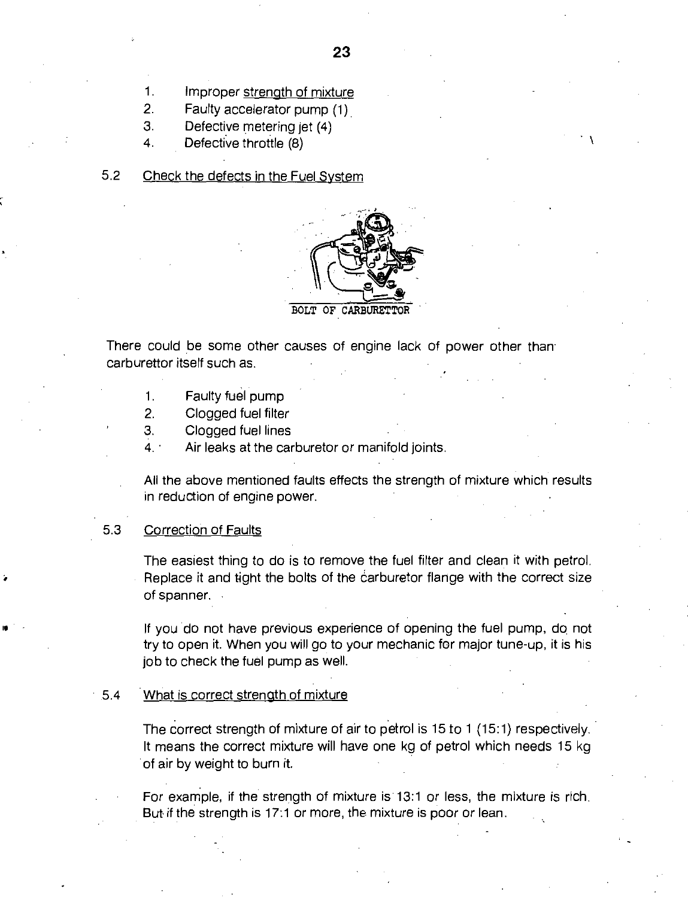1. Improper strength of mixture
2. Faulty accelerator pump (1)
3. Defective metering jet (4)
4. Defective throttle (8)

### 5.2 Check the defects in the Fuel System

BOLT OF CARBURETTOR

There could be some other causes of engine lack of power other than carburettor itself such as.

1. Faulty fuel pump
2. Clogged fuel filter
3. Clogged fuel lines
4. Air leaks at the carburetor or manifold joints.

All the above mentioned faults effects the strength of mixture which results in reduction of engine power.

### 5.3 Correction of Faults

The easiest thing to do is to remove the fuel filter and clean it with petrol. Replace it and tight the bolts of the carburetor flange with the correct size of spanner.

If you do not have previous experience of opening the fuel pump, do not try to open it. When you will go to your mechanic for major tune-up, it is his job to check the fuel pump as well.

### 5.4 What is correct strength of mixture

The correct strength of mixture of air to petrol is 15 to 1 (15:1) respectively. It means the correct mixture will have one kg of petrol which needs 15 kg of air by weight to burn it.

For example, if the strength of mixture is 13:1 or less, the mixture is rich. But if the strength is 17:1 or more, the mixture is poor or lean.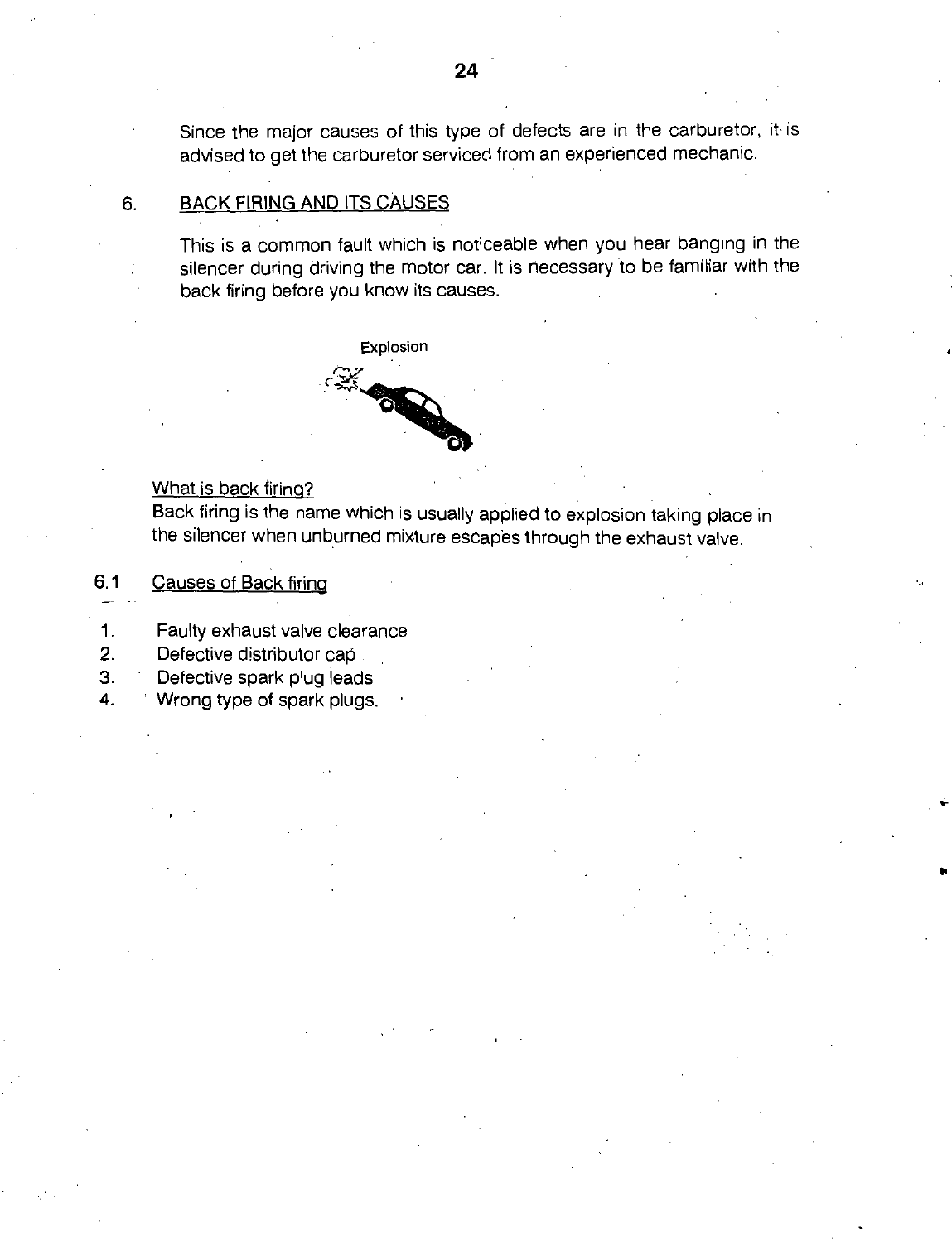Since the major causes of this type of defects are in the carburetor, it is advised to get the carburetor serviced from an experienced mechanic.

## 6. BACK FIRING AND ITS CAUSES

This is a common fault which is noticeable when you hear banging in the silencer during driving the motor car. It is necessary to be familiar with the back firing before you know its causes.

Explosion

What is back firing?

Back firing is the name which is usually applied to explosion taking place in the silencer when unburned mixture escapes through the exhaust valve.

### 6.1 Causes of Back firing

1. Faulty exhaust valve clearance
2. Defective distributor cap
3. Defective spark plug leads
4. Wrong type of spark plugs.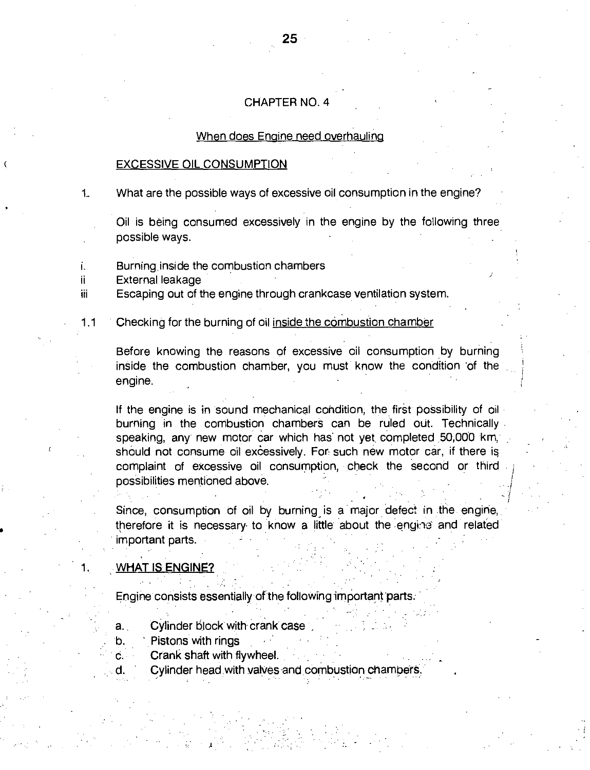# CHAPTER NO. 4

## When does Engine need overhauling

### EXCESSIVE OIL CONSUMPTION

1. What are the possible ways of excessive oil consumption in the engine?

   Oil is being consumed excessively in the engine by the following three possible ways.

   i. Burning inside the combustion chambers
   ii External leakage
   iii Escaping out of the engine through crankcase ventilation system.

1.1 Checking for the burning of oil inside the combustion chamber

   Before knowing the reasons of excessive oil consumption by burning inside the combustion chamber, you must know the condition of the engine.

   If the engine is in sound mechanical condition, the first possibility of oil burning in the combustion chambers can be ruled out. Technically speaking, any new motor car which has not yet completed 50,000 km, should not consume oil excessively. For such new motor car, if there is complaint of excessive oil consumption, check the second or third possibilities mentioned above.

   Since, consumption of oil by burning is a major defect in the engine, therefore it is necessary to know a little about the engine and related important parts.

1. **WHAT IS ENGINE?**

   Engine consists essentially of the following important parts.

   a. Cylinder block with crank case
   b. Pistons with rings
   c. Crank shaft with flywheel.
   d. Cylinder head with valves and combustion chambers.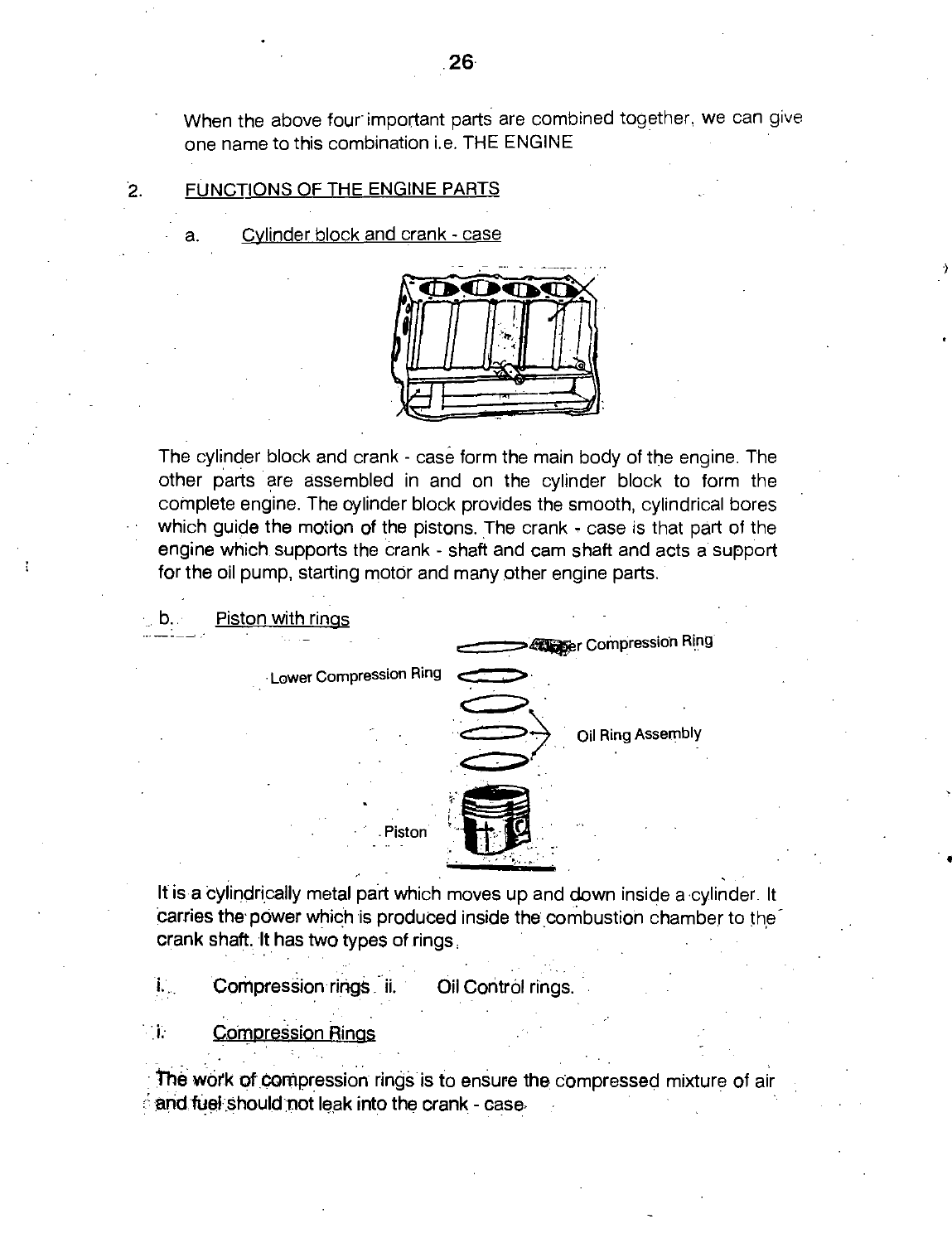When the above four important parts are combined together, we can give one name to this combination i.e. THE ENGINE

## 2. FUNCTIONS OF THE ENGINE PARTS

### a. Cylinder block and crank - case

The cylinder block and crank - case form the main body of the engine. The other parts are assembled in and on the cylinder block to form the complete engine. The cylinder block provides the smooth, cylindrical bores which guide the motion of the pistons. The crank - case is that part of the engine which supports the crank - shaft and cam shaft and acts a support for the oil pump, starting motor and many other engine parts.

### b. Piston with rings

It is a cylindrically metal part which moves up and down inside a cylinder. It carries the power which is produced inside the combustion chamber to the crank shaft. It has two types of rings.

i. Compression rings ii. Oil Control rings.

#### i. Compression Rings

The work of compression rings is to ensure the compressed mixture of air and fuel should not leak into the crank - case.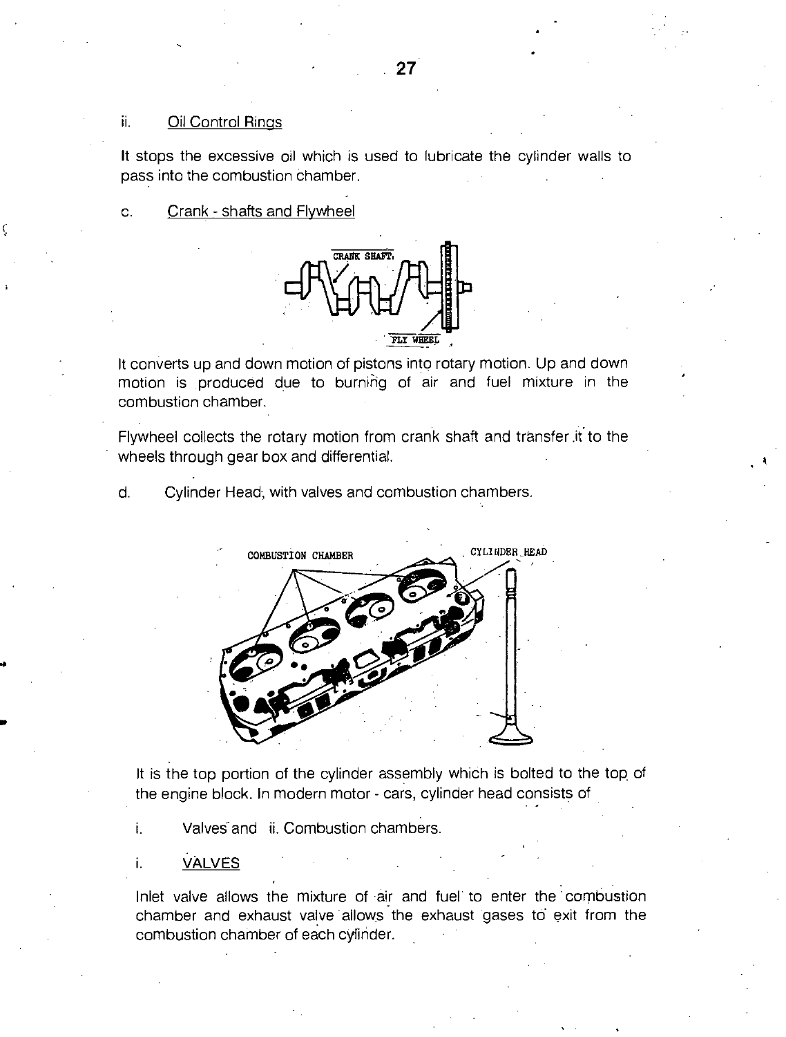ii. Oil Control Rings

It stops the excessive oil which is used to lubricate the cylinder walls to pass into the combustion chamber.

c. Crank - shafts and Flywheel

It converts up and down motion of pistons into rotary motion. Up and down motion is produced due to burning of air and fuel mixture in the combustion chamber.

Flywheel collects the rotary motion from crank shaft and transfer it to the wheels through gear box and differential.

d. Cylinder Head, with valves and combustion chambers.

It is the top portion of the cylinder assembly which is bolted to the top of the engine block. In modern motor - cars, cylinder head consists of

i. Valves and ii. Combustion chambers.

i. VALVES

Inlet valve allows the mixture of air and fuel to enter the combustion chamber and exhaust valve allows the exhaust gases to exit from the combustion chamber of each cylinder.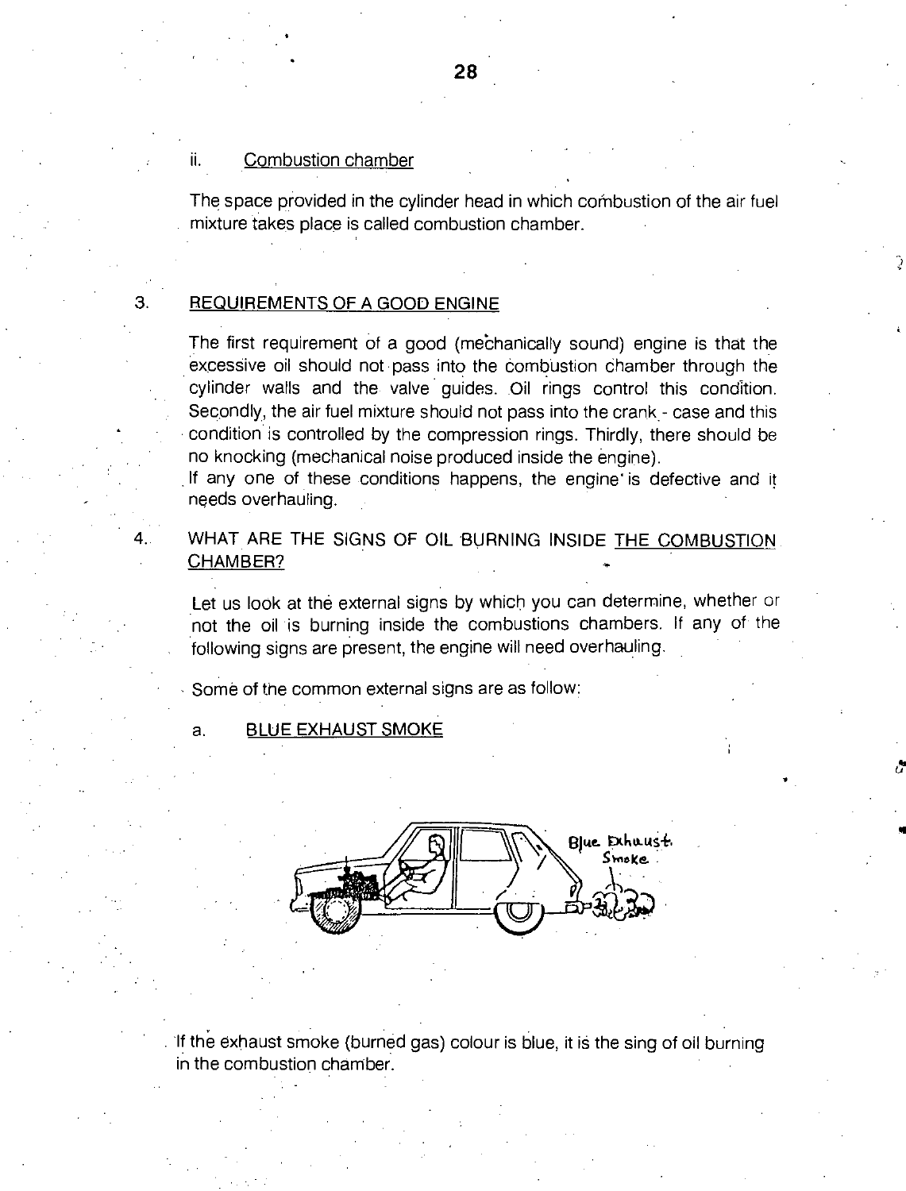ii. Combustion chamber

The space provided in the cylinder head in which combustion of the air fuel mixture takes place is called combustion chamber.

3. REQUIREMENTS OF A GOOD ENGINE

The first requirement of a good (mechanically sound) engine is that the excessive oil should not pass into the combustion chamber through the cylinder walls and the valve guides. Oil rings control this condition. Secondly, the air fuel mixture should not pass into the crank - case and this condition is controlled by the compression rings. Thirdly, there should be no knocking (mechanical noise produced inside the engine).
If any one of these conditions happens, the engine is defective and it needs overhauling.

4. WHAT ARE THE SIGNS OF OIL BURNING INSIDE THE COMBUSTION CHAMBER?

Let us look at the external signs by which you can determine, whether or not the oil is burning inside the combustions chambers. If any of the following signs are present, the engine will need overhauling.

Some of the common external signs are as follow:

a. BLUE EXHAUST SMOKE

If the exhaust smoke (burned gas) colour is blue, it is the sing of oil burning in the combustion chamber.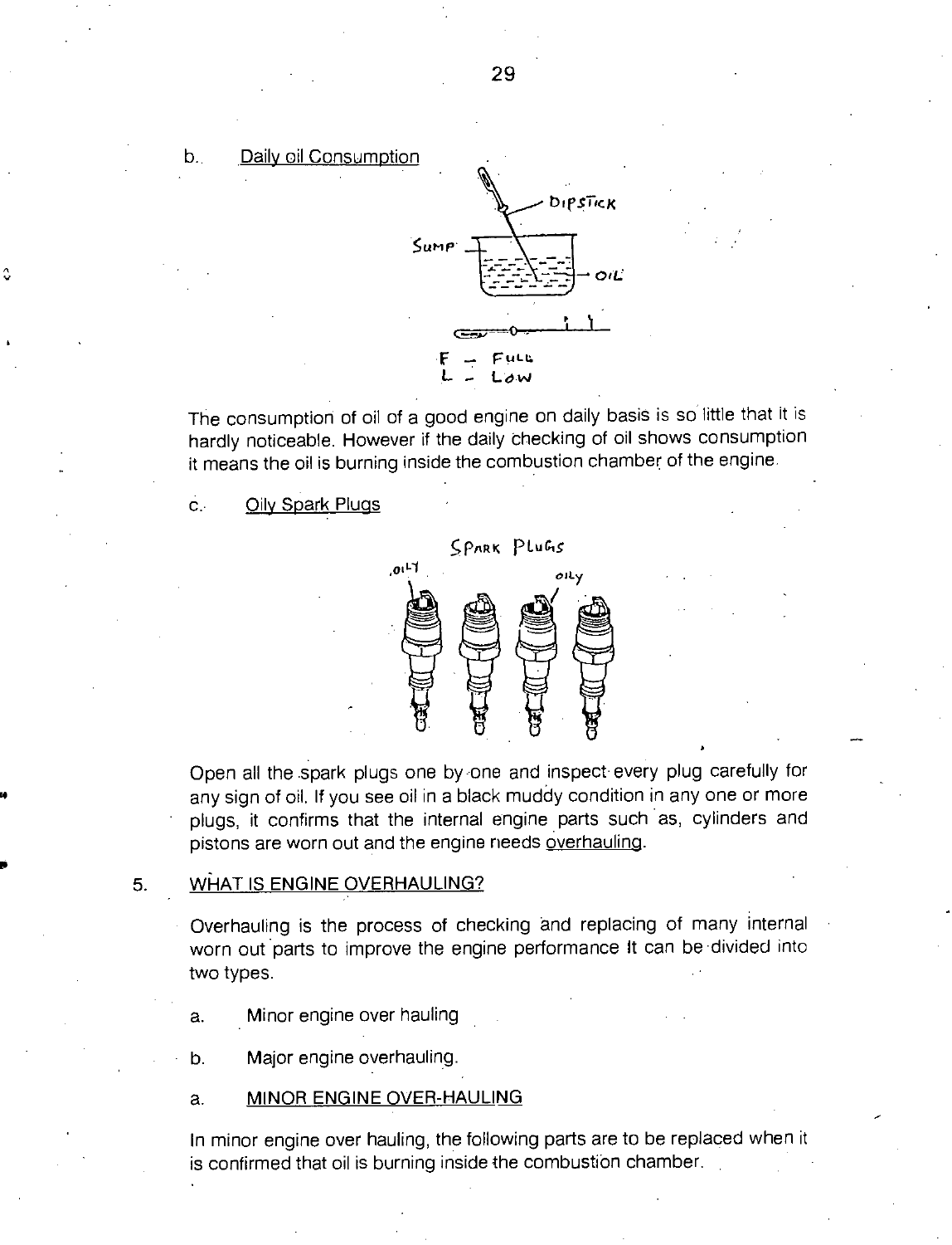b. <u>Daily oil Consumption</u>

The consumption of oil of a good engine on daily basis is so little that it is hardly noticeable. However if the daily checking of oil shows consumption it means the oil is burning inside the combustion chamber of the engine.

c. <u>Oily Spark Plugs</u>

Open all the spark plugs one by one and inspect every plug carefully for any sign of oil. If you see oil in a black muddy condition in any one or more plugs, it confirms that the internal engine parts such as, cylinders and pistons are worn out and the engine needs <u>overhauling</u>.

5. <u>WHAT IS ENGINE OVERHAULING?</u>

Overhauling is the process of checking and replacing of many internal worn out parts to improve the engine performance It can be divided into two types.

a. Minor engine over hauling

b. Major engine overhauling.

a. <u>MINOR ENGINE OVER-HAULING</u>

In minor engine over hauling, the following parts are to be replaced when it is confirmed that oil is burning inside the combustion chamber.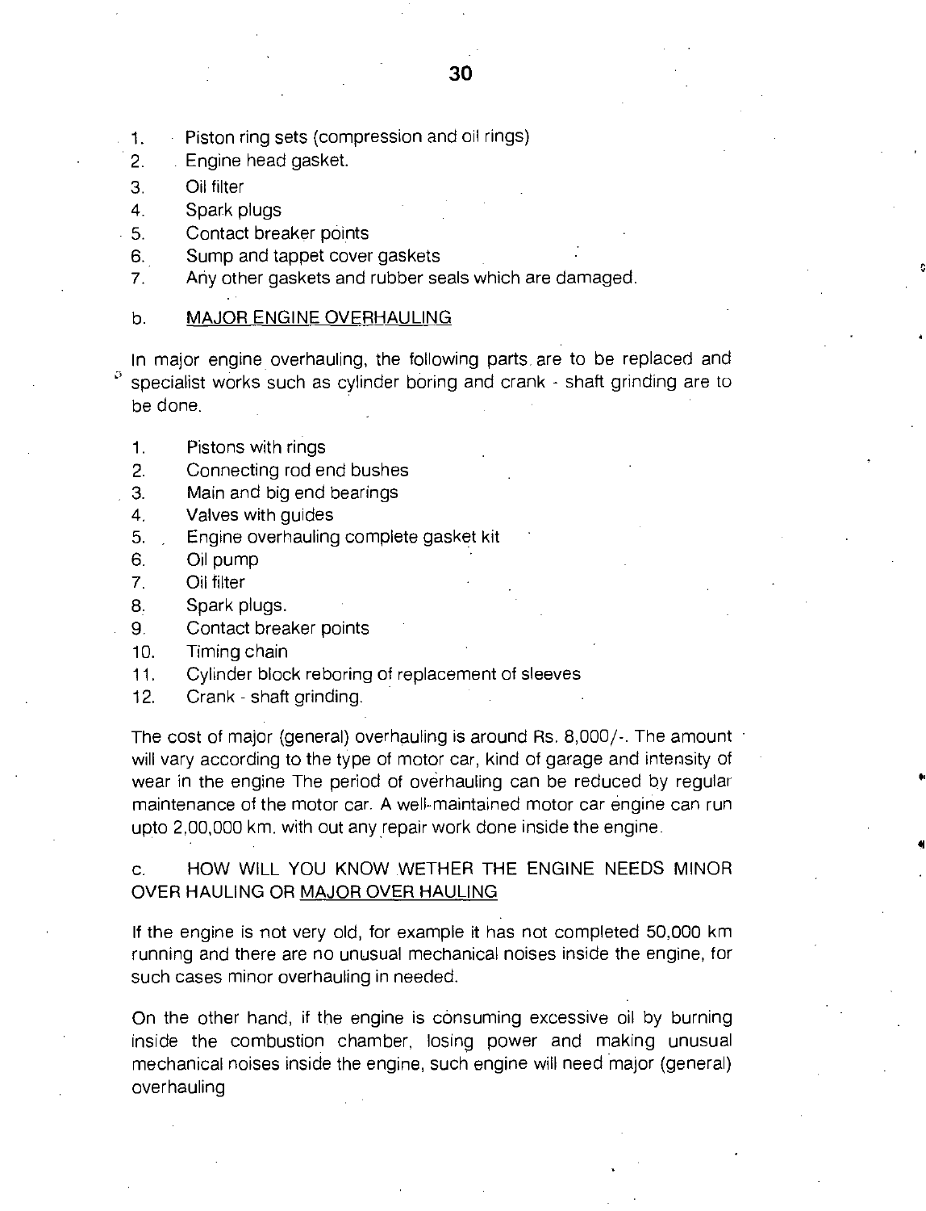1. Piston ring sets (compression and oil rings)
2. Engine head gasket.
3. Oil filter
4. Spark plugs
5. Contact breaker points
6. Sump and tappet cover gaskets
7. Any other gaskets and rubber seals which are damaged.

b. MAJOR ENGINE OVERHAULING

In major engine overhauling, the following parts are to be replaced and specialist works such as cylinder boring and crank - shaft grinding are to be done.

1. Pistons with rings
2. Connecting rod end bushes
3. Main and big end bearings
4. Valves with guides
5. Engine overhauling complete gasket kit
6. Oil pump
7. Oil filter
8. Spark plugs.
9. Contact breaker points
10. Timing chain
11. Cylinder block reboring of replacement of sleeves
12. Crank - shaft grinding.

The cost of major (general) overhauling is around Rs. 8,000/-. The amount will vary according to the type of motor car, kind of garage and intensity of wear in the engine The period of overhauling can be reduced by regular maintenance of the motor car. A well-maintained motor car engine can run upto 2,00,000 km. with out any repair work done inside the engine.

c. HOW WILL YOU KNOW WETHER THE ENGINE NEEDS MINOR OVER HAULING OR MAJOR OVER HAULING

If the engine is not very old, for example it has not completed 50,000 km running and there are no unusual mechanical noises inside the engine, for such cases minor overhauling in needed.

On the other hand, if the engine is consuming excessive oil by burning inside the combustion chamber, losing power and making unusual mechanical noises inside the engine, such engine will need major (general) overhauling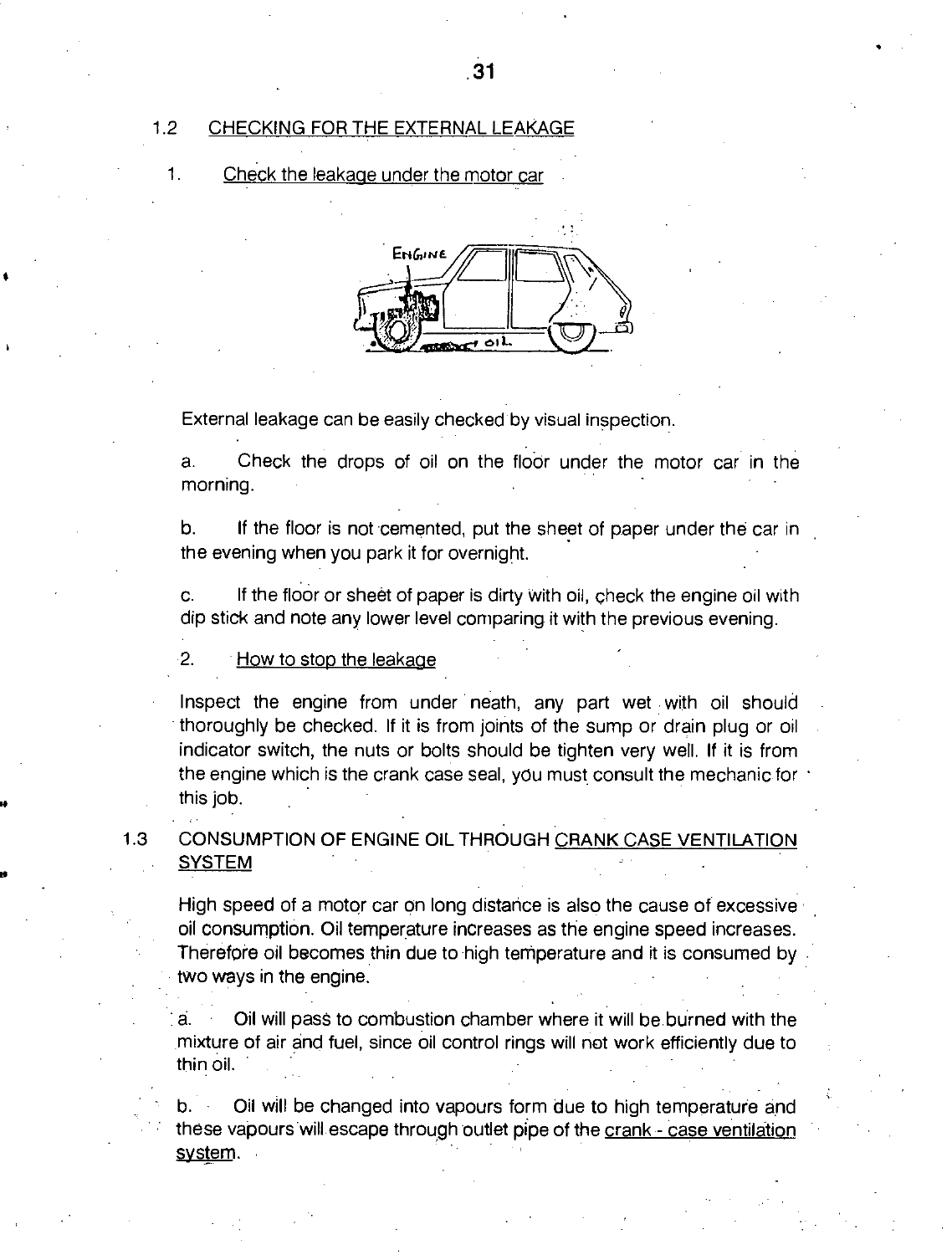## 1.2 CHECKING FOR THE EXTERNAL LEAKAGE

1. Check the leakage under the motor car

External leakage can be easily checked by visual inspection.

a. Check the drops of oil on the floor under the motor car in the morning.

b. If the floor is not cemented, put the sheet of paper under the car in the evening when you park it for overnight.

c. If the floor or sheet of paper is dirty with oil, check the engine oil with dip stick and note any lower level comparing it with the previous evening.

2. How to stop the leakage

Inspect the engine from under neath, any part wet with oil should thoroughly be checked. If it is from joints of the sump or drain plug or oil indicator switch, the nuts or bolts should be tighten very well. If it is from the engine which is the crank case seal, you must consult the mechanic for this job.

## 1.3 CONSUMPTION OF ENGINE OIL THROUGH CRANK CASE VENTILATION SYSTEM

High speed of a motor car on long distance is also the cause of excessive oil consumption. Oil temperature increases as the engine speed increases. Therefore oil becomes thin due to high temperature and it is consumed by two ways in the engine.

a. Oil will pass to combustion chamber where it will be burned with the mixture of air and fuel, since oil control rings will not work efficiently due to thin oil.

b. Oil will be changed into vapours form due to high temperature and these vapours will escape through outlet pipe of the crank - case ventilation system.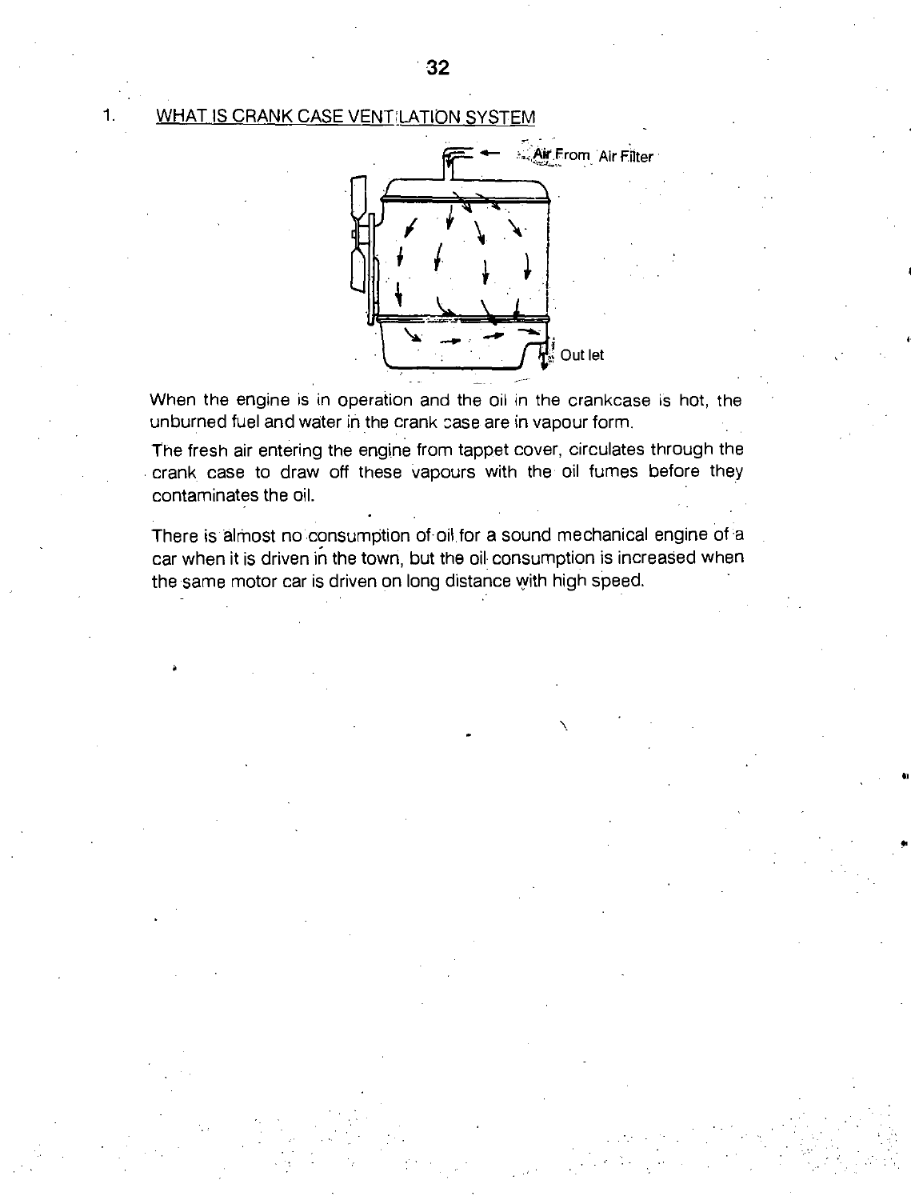1. WHAT IS CRANK CASE VENTILATION SYSTEM

Air From Air Filter

Out let

When the engine is in operation and the oil in the crankcase is hot, the unburned fuel and water in the crank case are in vapour form.

The fresh air entering the engine from tappet cover, circulates through the crank case to draw off these vapours with the oil fumes before they contaminates the oil.

There is almost no consumption of oil for a sound mechanical engine of a car when it is driven in the town, but the oil consumption is increased when the same motor car is driven on long distance with high speed.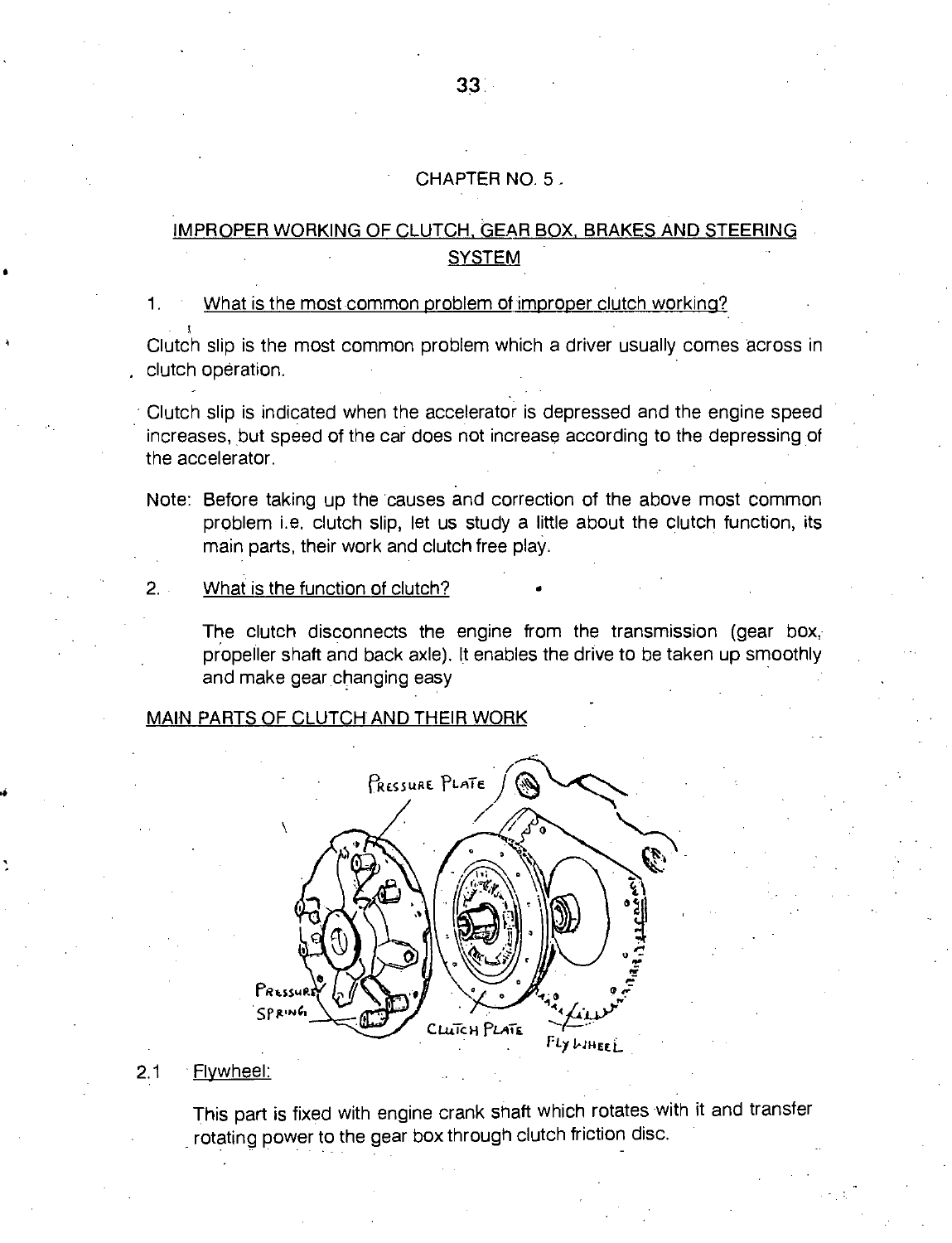## CHAPTER NO. 5

## IMPROPER WORKING OF CLUTCH, GEAR BOX, BRAKES AND STEERING SYSTEM

1. What is the most common problem of improper clutch working?

Clutch slip is the most common problem which a driver usually comes across in clutch operation.

Clutch slip is indicated when the accelerator is depressed and the engine speed increases, but speed of the car does not increase according to the depressing of the accelerator.

Note: Before taking up the causes and correction of the above most common problem i.e. clutch slip, let us study a little about the clutch function, its main parts, their work and clutch free play.

2. What is the function of clutch?

The clutch disconnects the engine from the transmission (gear box, propeller shaft and back axle). It enables the drive to be taken up smoothly and make gear changing easy

### MAIN PARTS OF CLUTCH AND THEIR WORK

PRESSURE PLATE

PRESSURE SPRING

CLUTCH PLATE

FLY WHEEL

2.1 Flywheel:

This part is fixed with engine crank shaft which rotates with it and transfer rotating power to the gear box through clutch friction disc.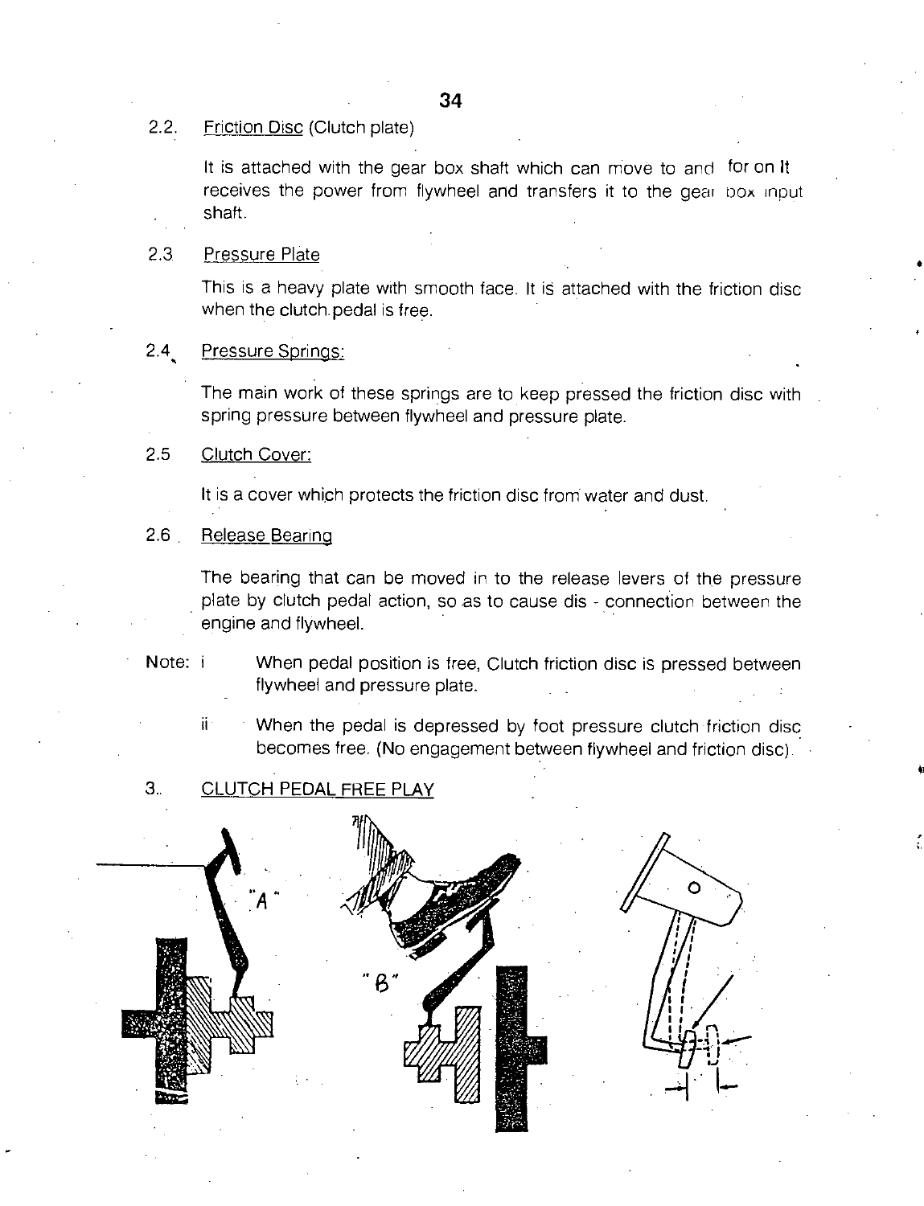2.2. Friction Disc (Clutch plate)

It is attached with the gear box shaft which can move to and for on It receives the power from flywheel and transfers it to the gear box input shaft.

2.3 Pressure Plate

This is a heavy plate with smooth face. It is attached with the friction disc when the clutch pedal is free.

2.4 Pressure Springs:

The main work of these springs are to keep pressed the friction disc with spring pressure between flywheel and pressure plate.

2.5 Clutch Cover:

It is a cover which protects the friction disc from water and dust.

2.6 Release Bearing

The bearing that can be moved in to the release levers of the pressure plate by clutch pedal action, so as to cause dis - connection between the engine and flywheel.

Note: i When pedal position is free, Clutch friction disc is pressed between flywheel and pressure plate.

ii When the pedal is depressed by foot pressure clutch friction disc becomes free. (No engagement between flywheel and friction disc).

3. CLUTCH PEDAL FREE PLAY

"A"

"B"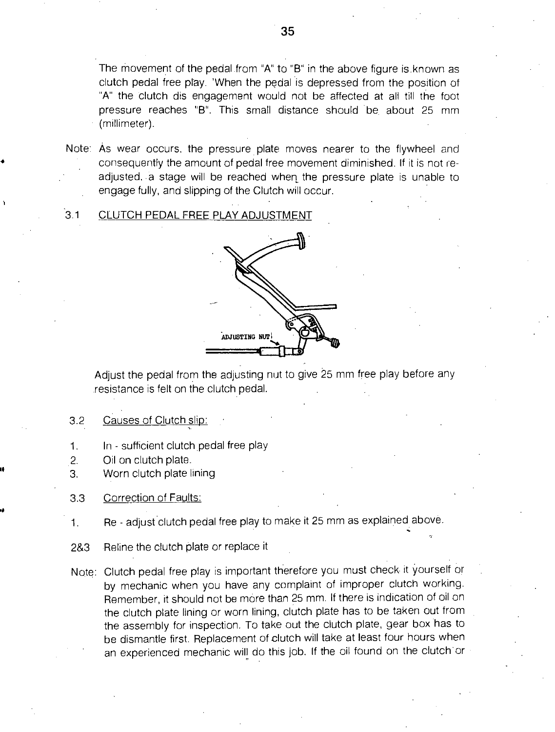The movement of the pedal from "A" to "B" in the above figure is known as clutch pedal free play. 'When the pedal is depressed from the position of "A" the clutch dis engagement would not be affected at all till the foot pressure reaches "B". This small distance should be about 25 mm (millimeter).

Note: As wear occurs, the pressure plate moves nearer to the flywheel and consequently the amount of pedal free movement diminished. If it is not re-adjusted, a stage will be reached when the pressure plate is unable to engage fully, and slipping of the Clutch will occur.

## 3.1 CLUTCH PEDAL FREE PLAY ADJUSTMENT

ADJUSTING NUT

Adjust the pedal from the adjusting nut to give 25 mm free play before any resistance is felt on the clutch pedal.

### 3.2 Causes of Clutch slip:

1. In - sufficient clutch pedal free play
2. Oil on clutch plate.
3. Worn clutch plate lining

### 3.3 Correction of Faults:

1. Re - adjust clutch pedal free play to make it 25 mm as explained above.

2&3 Reline the clutch plate or replace it

Note: Clutch pedal free play is important therefore you must check it yourself or by mechanic when you have any complaint of improper clutch working. Remember, it should not be more than 25 mm. If there is indication of oil on the clutch plate lining or worn lining, clutch plate has to be taken out from the assembly for inspection. To take out the clutch plate, gear box has to be dismantle first. Replacement of clutch will take at least four hours when an experienced mechanic will do this job. If the oil found on the clutch or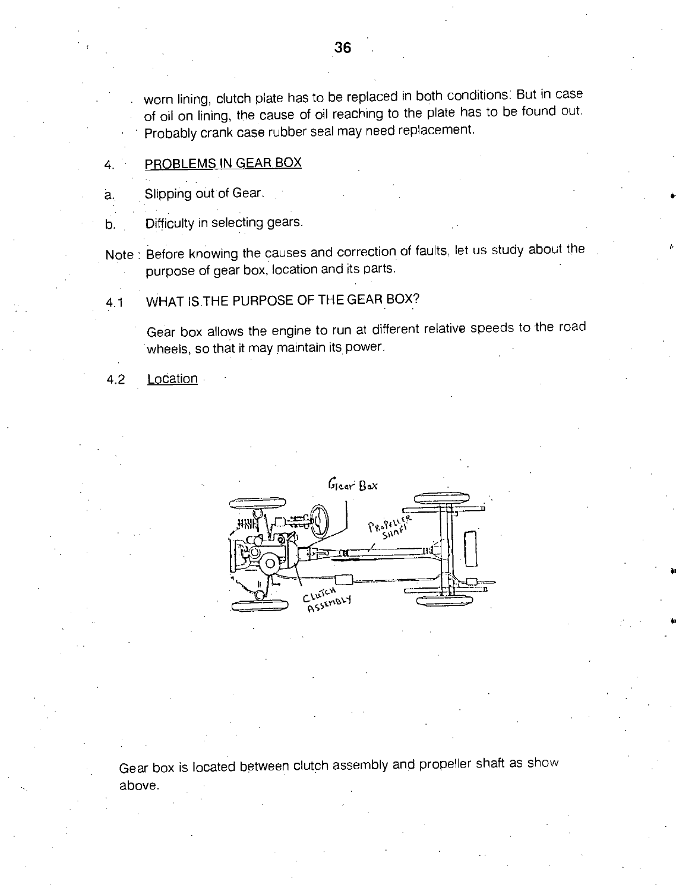worn lining, clutch plate has to be replaced in both conditions. But in case of oil on lining, the cause of oil reaching to the plate has to be found out. Probably crank case rubber seal may need replacement.

4. <u>PROBLEMS IN GEAR BOX</u>

a. Slipping out of Gear.

b. Difficulty in selecting gears.

Note : Before knowing the causes and correction of faults, let us study about the purpose of gear box, location and its parts.

4.1 WHAT IS THE PURPOSE OF THE GEAR BOX?

Gear box allows the engine to run at different relative speeds to the road wheels, so that it may maintain its power.

4.2 <u>Location</u>

Gear box is located between clutch assembly and propeller shaft as show above.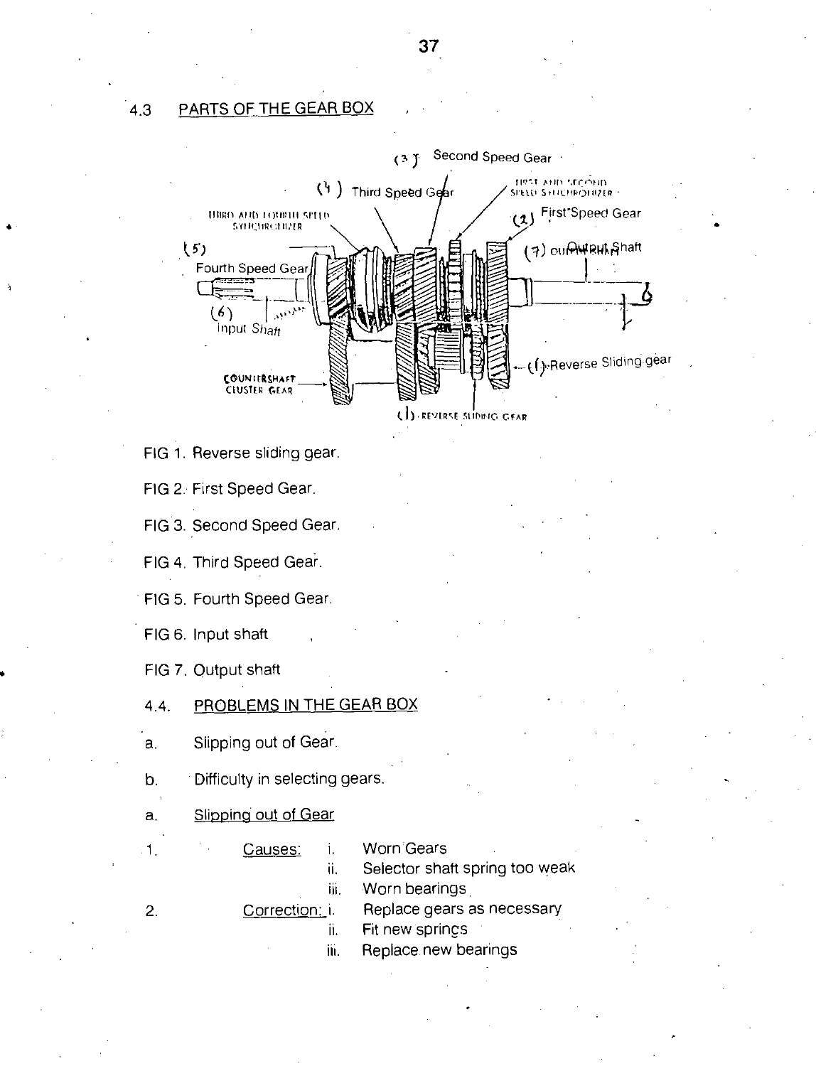## 4.3 PARTS OF THE GEAR BOX

FIG 1. Reverse sliding gear.

FIG 2. First Speed Gear.

FIG 3. Second Speed Gear.

FIG 4. Third Speed Gear.

FIG 5. Fourth Speed Gear.

FIG 6. Input shaft

FIG 7. Output shaft

## 4.4. PROBLEMS IN THE GEAR BOX

a. Slipping out of Gear.

b. Difficulty in selecting gears.

### a. Slipping out of Gear

1. Causes:
   - i. Worn Gears
   - ii. Selector shaft spring too weak
   - iii. Worn bearings

2. Correction:
   - i. Replace gears as necessary
   - ii. Fit new springs
   - iii. Replace new bearings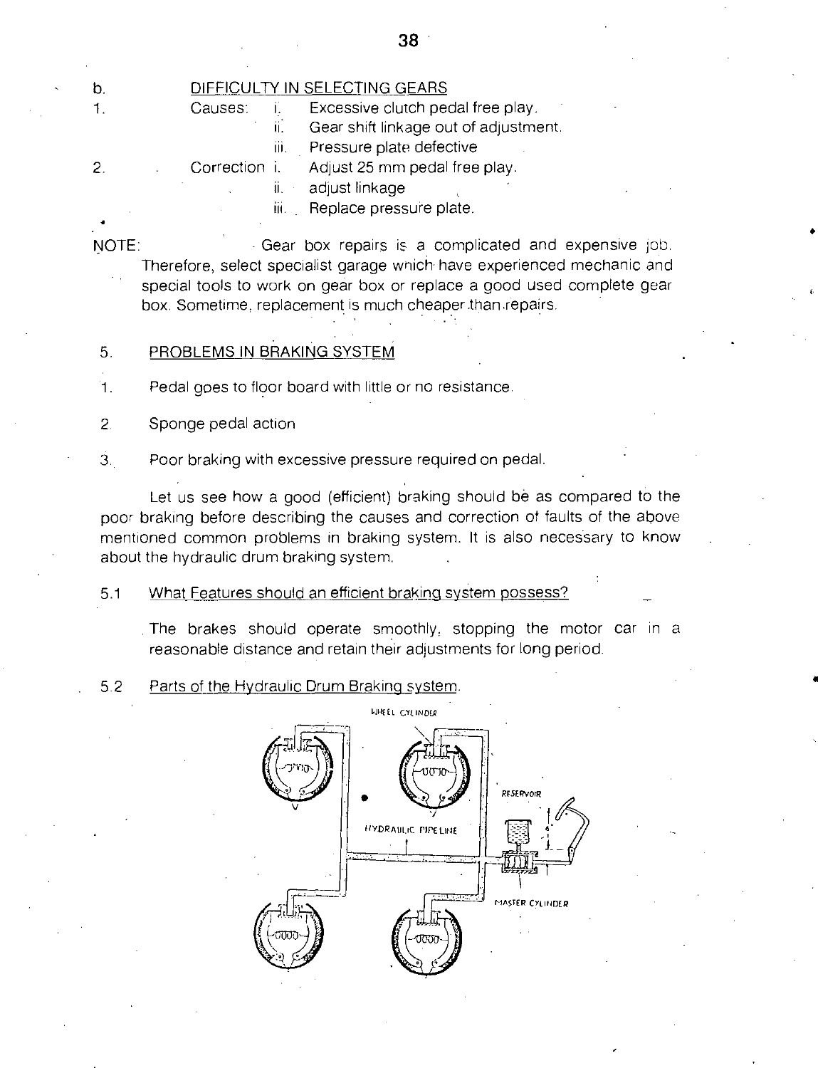b. DIFFICULTY IN SELECTING GEARS

1. Causes:
   - i. Excessive clutch pedal free play.
   - ii. Gear shift linkage out of adjustment.
   - iii. Pressure plate defective

2. Correction
   - i. Adjust 25 mm pedal free play.
   - ii. adjust linkage
   - iii. Replace pressure plate.

NOTE: Gear box repairs is a complicated and expensive job. Therefore, select specialist garage which have experienced mechanic and special tools to work on gear box or replace a good used complete gear box. Sometime, replacement is much cheaper than repairs.

## 5. PROBLEMS IN BRAKING SYSTEM

1. Pedal goes to floor board with little or no resistance.
2. Sponge pedal action
3. Poor braking with excessive pressure required on pedal.

Let us see how a good (efficient) braking should be as compared to the poor braking before describing the causes and correction of faults of the above mentioned common problems in braking system. It is also necessary to know about the hydraulic drum braking system.

### 5.1 What Features should an efficient braking system possess?

The brakes should operate smoothly, stopping the motor car in a reasonable distance and retain their adjustments for long period.

### 5.2 Parts of the Hydraulic Drum Braking system.

WHEEL CYLINDER

RESERVOIR

HYDRAULIC PIPELINE

MASTER CYLINDER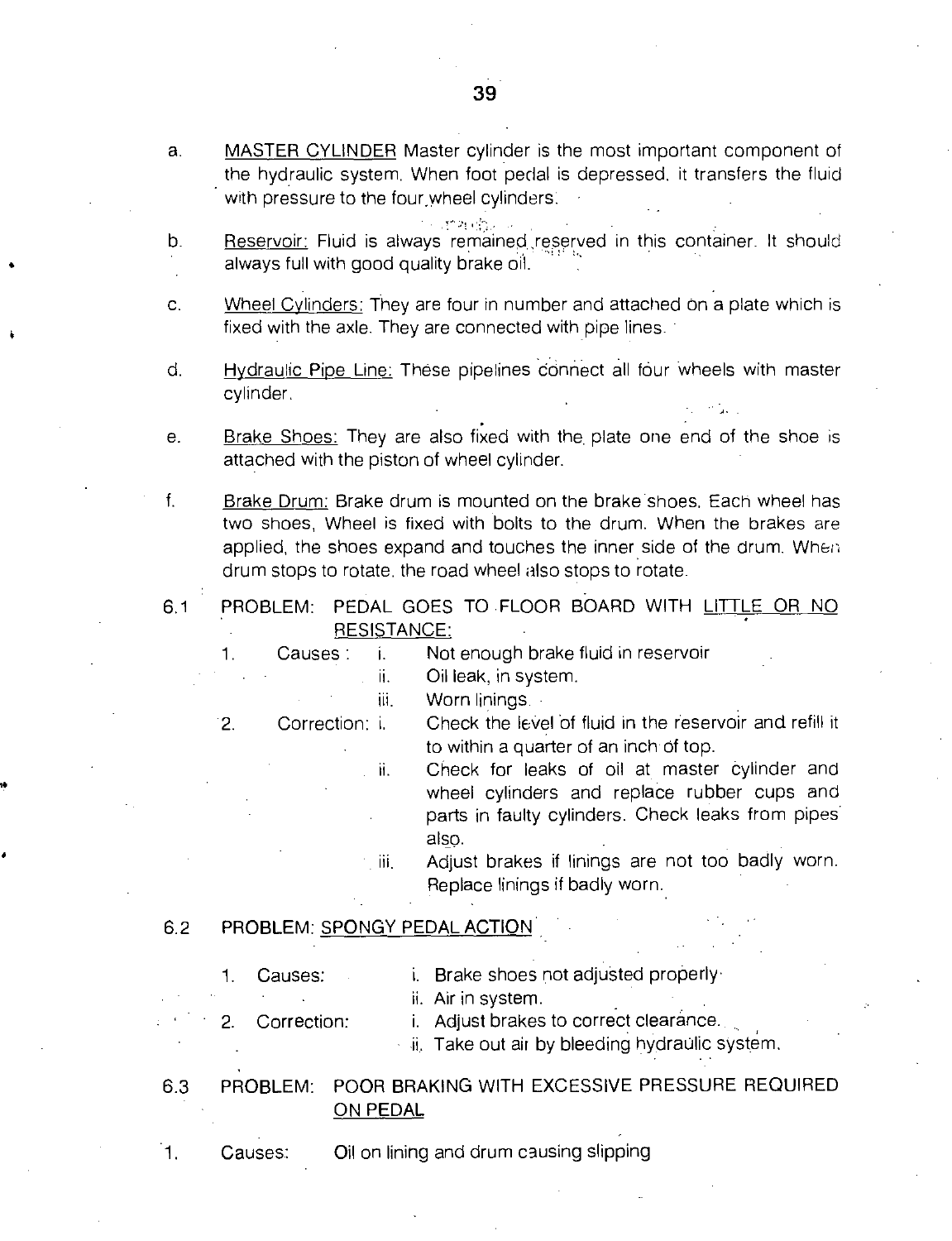a. <u>MASTER CYLINDER</u> Master cylinder is the most important component of the hydraulic system. When foot pedal is depressed, it transfers the fluid with pressure to the four wheel cylinders.

b. <u>Reservoir:</u> Fluid is always remained reserved in this container. It should always full with good quality brake oil.

c. <u>Wheel Cylinders:</u> They are four in number and attached on a plate which is fixed with the axle. They are connected with pipe lines.

d. <u>Hydraulic Pipe Line:</u> These pipelines connect all four wheels with master cylinder.

e. <u>Brake Shoes:</u> They are also fixed with the plate one end of the shoe is attached with the piston of wheel cylinder.

f. <u>Brake Drum:</u> Brake drum is mounted on the brake shoes. Each wheel has two shoes, Wheel is fixed with bolts to the drum. When the brakes are applied, the shoes expand and touches the inner side of the drum. When drum stops to rotate, the road wheel also stops to rotate.

6.1 PROBLEM: PEDAL GOES TO FLOOR BOARD WITH <u>LITTLE OR NO RESISTANCE:</u>

1. Causes:
   - i. Not enough brake fluid in reservoir
   - ii. Oil leak, in system.
   - iii. Worn linings.
2. Correction:
   - i. Check the level of fluid in the reservoir and refill it to within a quarter of an inch of top.
   - ii. Check for leaks of oil at master cylinder and wheel cylinders and replace rubber cups and parts in faulty cylinders. Check leaks from pipes also.
   - iii. Adjust brakes if linings are not too badly worn. Replace linings if badly worn.

6.2 PROBLEM: <u>SPONGY PEDAL ACTION</u>

1. Causes:
   - i. Brake shoes not adjusted properly
   - ii. Air in system.
2. Correction:
   - i. Adjust brakes to correct clearance.
   - ii. Take out air by bleeding hydraulic system.

6.3 PROBLEM: POOR BRAKING WITH EXCESSIVE PRESSURE REQUIRED <u>ON PEDAL</u>

1. Causes: Oil on lining and drum causing slipping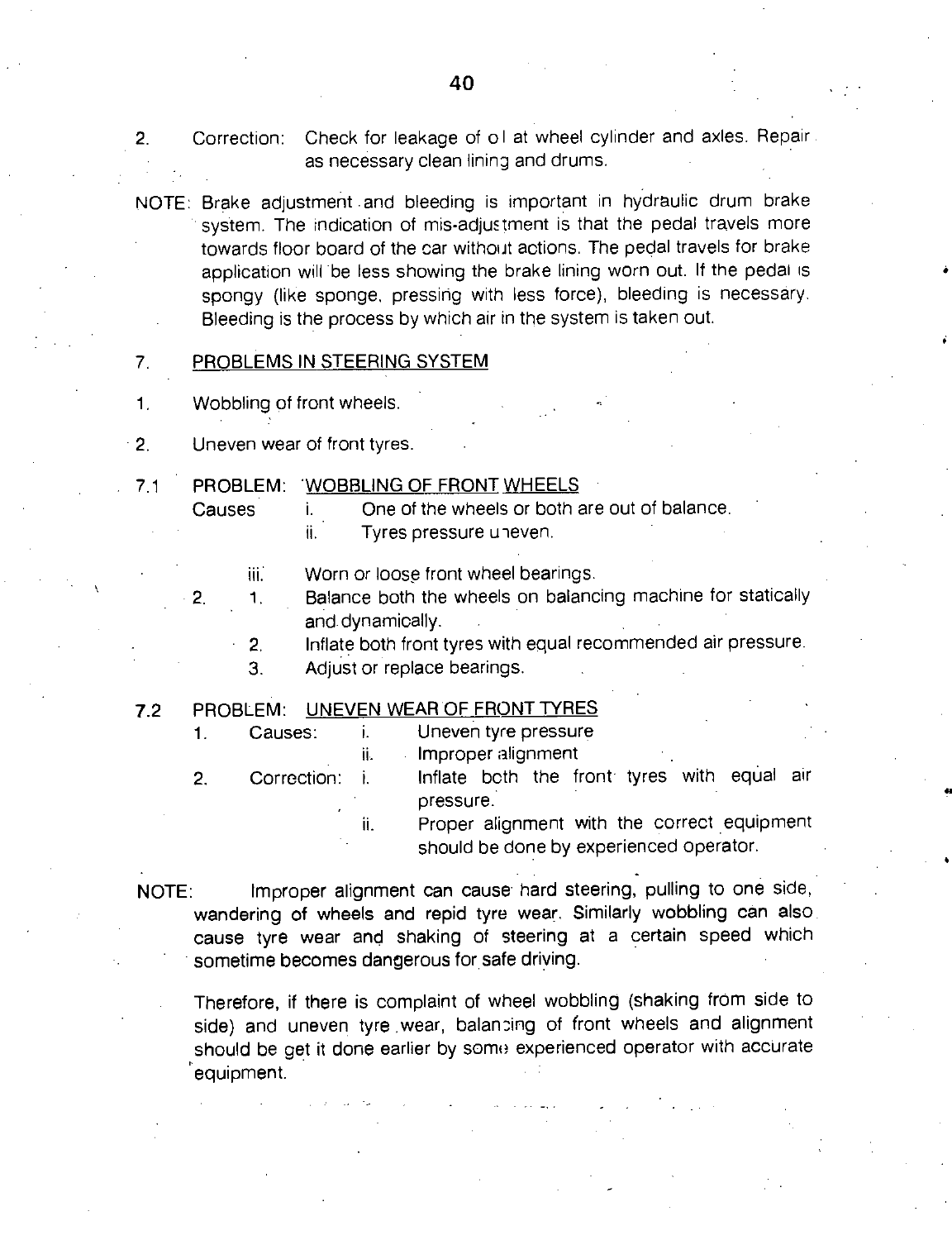2. Correction: Check for leakage of oil at wheel cylinder and axles. Repair as necessary clean lining and drums.

NOTE: Brake adjustment and bleeding is important in hydraulic drum brake system. The indication of mis-adjustment is that the pedal travels more towards floor board of the car without actions. The pedal travels for brake application will be less showing the brake lining worn out. If the pedal is spongy (like sponge, pressing with less force), bleeding is necessary. Bleeding is the process by which air in the system is taken out.

## 7. PROBLEMS IN STEERING SYSTEM

1. Wobbling of front wheels.
2. Uneven wear of front tyres.

### 7.1 PROBLEM: WOBBLING OF FRONT WHEELS

Causes
- i. One of the wheels or both are out of balance.
- ii. Tyres pressure uneven.
- iii. Worn or loose front wheel bearings.

2.
1. Balance both the wheels on balancing machine for statically and dynamically.
2. Inflate both front tyres with equal recommended air pressure.
3. Adjust or replace bearings.

### 7.2 PROBLEM: UNEVEN WEAR OF FRONT TYRES

1. Causes:
   - i. Uneven tyre pressure
   - ii. Improper alignment
2. Correction:
   - i. Inflate both the front tyres with equal air pressure.
   - ii. Proper alignment with the correct equipment should be done by experienced operator.

NOTE: Improper alignment can cause hard steering, pulling to one side, wandering of wheels and repid tyre wear. Similarly wobbling can also cause tyre wear and shaking of steering at a certain speed which sometime becomes dangerous for safe driving.

Therefore, if there is complaint of wheel wobbling (shaking from side to side) and uneven tyre wear, balancing of front wheels and alignment should be get it done earlier by some experienced operator with accurate equipment.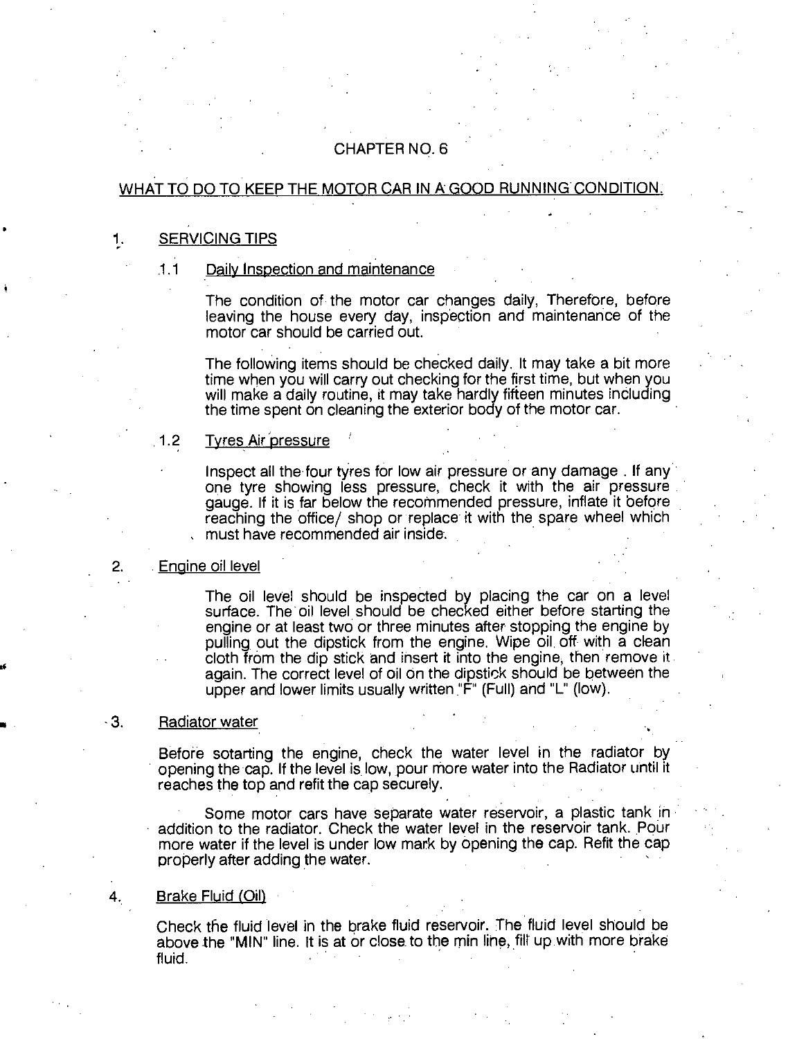# CHAPTER NO. 6

## WHAT TO DO TO KEEP THE MOTOR CAR IN A GOOD RUNNING CONDITION.

### 1. SERVICING TIPS

#### 1.1 Daily Inspection and maintenance

The condition of the motor car changes daily, Therefore, before leaving the house every day, inspection and maintenance of the motor car should be carried out.

The following items should be checked daily. It may take a bit more time when you will carry out checking for the first time, but when you will make a daily routine, it may take hardly fifteen minutes including the time spent on cleaning the exterior body of the motor car.

#### 1.2 Tyres Air pressure

Inspect all the four tyres for low air pressure or any damage . If any one tyre showing less pressure, check it with the air pressure gauge. If it is far below the recommended pressure, inflate it before reaching the office/ shop or replace it with the spare wheel which must have recommended air inside.

### 2. Engine oil level

The oil level should be inspected by placing the car on a level surface. The oil level should be checked either before starting the engine or at least two or three minutes after stopping the engine by pulling out the dipstick from the engine. Wipe oil off with a clean cloth from the dip stick and insert it into the engine, then remove it again. The correct level of oil on the dipstick should be between the upper and lower limits usually written "F" (Full) and "L" (low).

### 3. Radiator water

Before sotarting the engine, check the water level in the radiator by opening the cap. If the level is low, pour more water into the Radiator until it reaches the top and refit the cap securely.

Some motor cars have separate water reservoir, a plastic tank in addition to the radiator. Check the water level in the reservoir tank. Pour more water if the level is under low mark by opening the cap. Refit the cap properly after adding the water.

### 4. Brake Fluid (Oil)

Check the fluid level in the brake fluid reservoir. The fluid level should be above the "MIN" line. It is at or close to the min line, fill up with more brake fluid.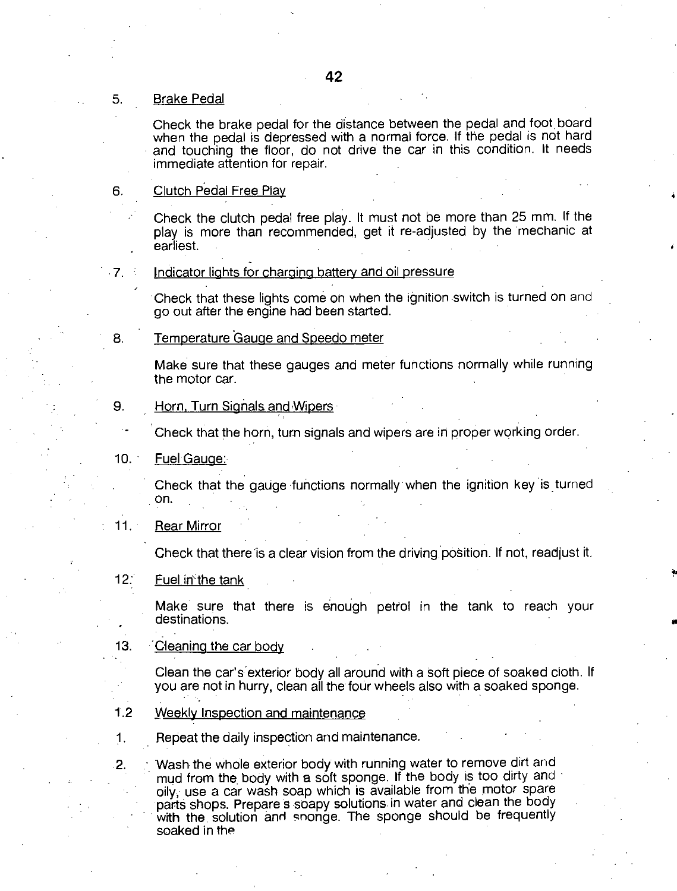5. <u>Brake Pedal</u>

   Check the brake pedal for the distance between the pedal and foot board when the pedal is depressed with a normal force. If the pedal is not hard and touching the floor, do not drive the car in this condition. It needs immediate attention for repair.

6. <u>Clutch Pedal Free Play</u>

   Check the clutch pedal free play. It must not be more than 25 mm. If the play is more than recommended, get it re-adjusted by the mechanic at earliest.

7. <u>Indicator lights for charging battery and oil pressure</u>

   Check that these lights come on when the ignition switch is turned on and go out after the engine had been started.

8. <u>Temperature Gauge and Speedo meter</u>

   Make sure that these gauges and meter functions normally while running the motor car.

9. <u>Horn, Turn Signals and Wipers</u>

   Check that the horn, turn signals and wipers are in proper working order.

10. <u>Fuel Gauge:</u>

    Check that the gauge functions normally when the ignition key is turned on.

11. <u>Rear Mirror</u>

    Check that there is a clear vision from the driving position. If not, readjust it.

12. <u>Fuel in the tank</u>

    Make sure that there is enough petrol in the tank to reach your destinations.

13. <u>Cleaning the car body</u>

    Clean the car's exterior body all around with a soft piece of soaked cloth. If you are not in hurry, clean all the four wheels also with a soaked sponge.

1.2 <u>Weekly Inspection and maintenance</u>

1. Repeat the daily inspection and maintenance.

2. Wash the whole exterior body with running water to remove dirt and mud from the body with a soft sponge. If the body is too dirty and oily, use a car wash soap which is available from the motor spare parts shops. Prepare s soapy solutions in water and clean the body with the solution and sponge. The sponge should be frequently soaked in the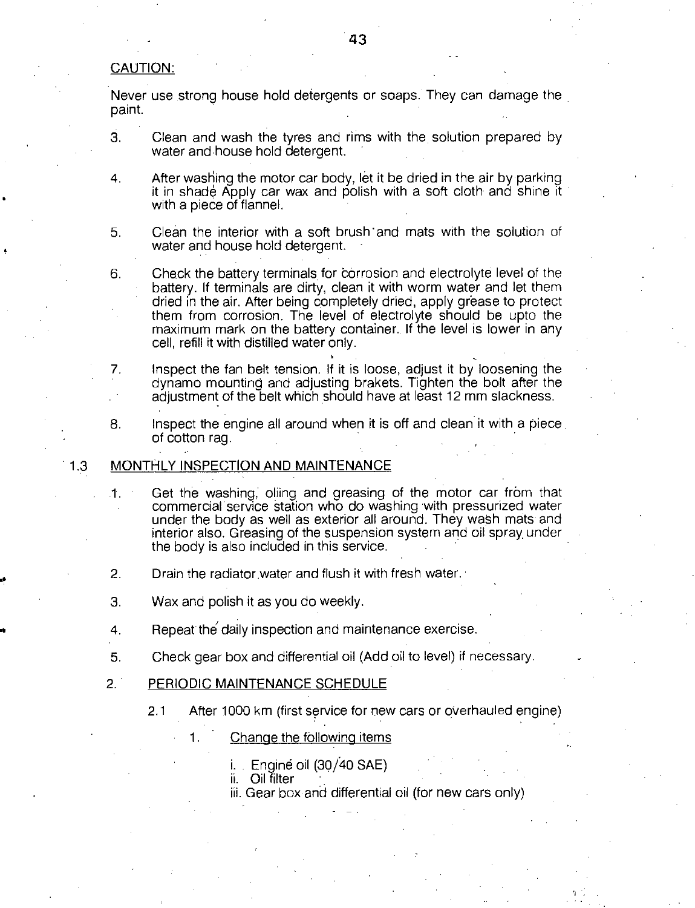CAUTION:

Never use strong house hold detergents or soaps. They can damage the paint.

3. Clean and wash the tyres and rims with the solution prepared by water and house hold detergent.

4. After washing the motor car body, let it be dried in the air by parking it in shade Apply car wax and polish with a soft cloth and shine it with a piece of flannel.

5. Clean the interior with a soft brush and mats with the solution of water and house hold detergent.

6. Check the battery terminals for corrosion and electrolyte level of the battery. If terminals are dirty, clean it with worm water and let them dried in the air. After being completely dried, apply grease to protect them from corrosion. The level of electrolyte should be upto the maximum mark on the battery container. If the level is lower in any cell, refill it with distilled water only.

7. Inspect the fan belt tension. If it is loose, adjust it by loosening the dynamo mounting and adjusting brakets. Tighten the bolt after the adjustment of the belt which should have at least 12 mm slackness.

8. Inspect the engine all around when it is off and clean it with a piece of cotton rag.

## 1.3 MONTHLY INSPECTION AND MAINTENANCE

1. Get the washing, oliing and greasing of the motor car from that commercial service station who do washing with pressurized water under the body as well as exterior all around. They wash mats and interior also. Greasing of the suspension system and oil spray under the body is also included in this service.

2. Drain the radiator water and flush it with fresh water.

3. Wax and polish it as you do weekly.

4. Repeat the daily inspection and maintenance exercise.

5. Check gear box and differential oil (Add oil to level) if necessary.

## 2. PERIODIC MAINTENANCE SCHEDULE

### 2.1 After 1000 km (first service for new cars or overhauled engine)

1. Change the following items

   i. Engine oil (30/40 SAE)
   ii. Oil filter
   iii. Gear box and differential oil (for new cars only)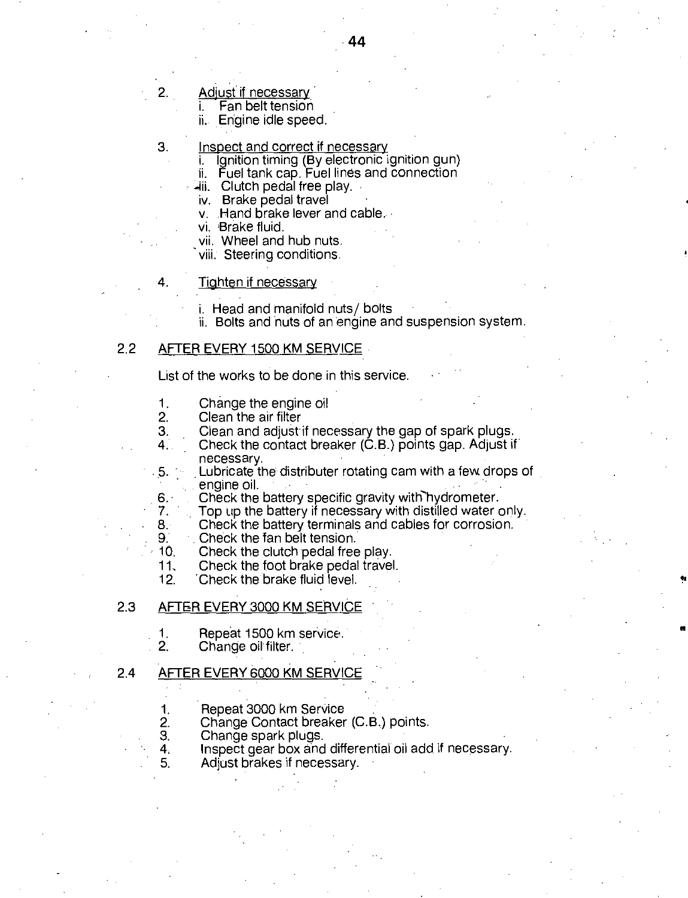2. <u>Adjust if necessary</u>
    i. Fan belt tension
    ii. Engine idle speed.

3. <u>Inspect and correct if necessary</u>
    i. Ignition timing (By electronic ignition gun)
    ii. Fuel tank cap. Fuel lines and connection
    iii. Clutch pedal free play.
    iv. Brake pedal travel
    v. Hand brake lever and cable.
    vi. Brake fluid.
    vii. Wheel and hub nuts.
    viii. Steering conditions.

4. <u>Tighten if necessary</u>

    i. Head and manifold nuts/ bolts
    ii. Bolts and nuts of an engine and suspension system.

## 2.2 AFTER EVERY 1500 KM SERVICE

List of the works to be done in this service.

1. Change the engine oil
2. Clean the air filter
3. Clean and adjust if necessary the gap of spark plugs.
4. Check the contact breaker (C.B.) points gap. Adjust if necessary.
5. Lubricate the distributer rotating cam with a few drops of engine oil.
6. Check the battery specific gravity with hydrometer.
7. Top up the battery if necessary with distilled water only.
8. Check the battery terminals and cables for corrosion.
9. Check the fan belt tension.
10. Check the clutch pedal free play.
11. Check the foot brake pedal travel.
12. Check the brake fluid level.

## 2.3 AFTER EVERY 3000 KM SERVICE

1. Repeat 1500 km service.
2. Change oil filter.

## 2.4 AFTER EVERY 6000 KM SERVICE

1. Repeat 3000 km Service
2. Change Contact breaker (C.B.) points.
3. Change spark plugs.
4. Inspect gear box and differential oil add if necessary.
5. Adjust brakes if necessary.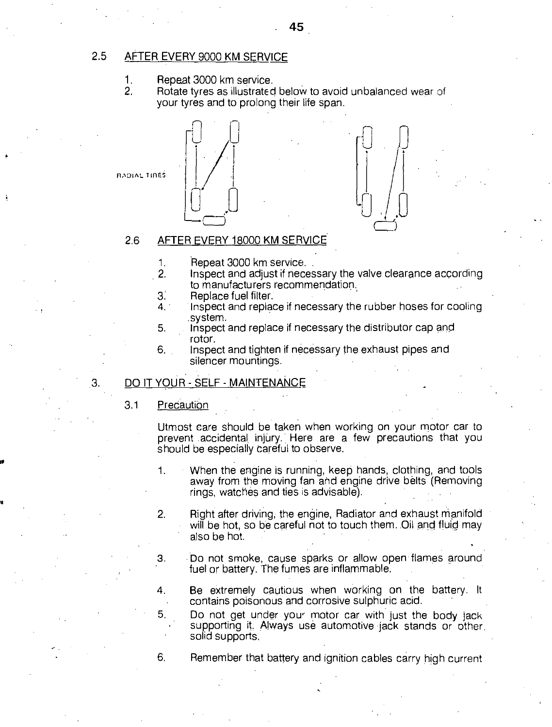## 2.5 AFTER EVERY 9000 KM SERVICE

1. Repeat 3000 km service.
2. Rotate tyres as illustrated below to avoid unbalanced wear of your tyres and to prolong their life span.

RADIAL TIRES

### 2.6 AFTER EVERY 18000 KM SERVICE

1. Repeat 3000 km service.
2. Inspect and adjust if necessary the valve clearance according to manufacturers recommendation.
3. Replace fuel filter.
4. Inspect and replace if necessary the rubber hoses for cooling system.
5. Inspect and replace if necessary the distributor cap and rotor.
6. Inspect and tighten if necessary the exhaust pipes and silencer mountings.

## 3. DO IT YOUR - SELF - MAINTENANCE

### 3.1 Precaution

Utmost care should be taken when working on your motor car to prevent accidental injury. Here are a few precautions that you should be especially careful to observe.

1. When the engine is running, keep hands, clothing, and tools away from the moving fan and engine drive belts (Removing rings, watches and ties is advisable).

2. Right after driving, the engine, Radiator and exhaust manifold will be hot, so be careful not to touch them. Oil and fluid may also be hot.

3. Do not smoke, cause sparks or allow open flames around fuel or battery. The fumes are inflammable.

4. Be extremely cautious when working on the battery. It contains poisonous and corrosive sulphuric acid.

5. Do not get under your motor car with just the body jack supporting it. Always use automotive jack stands or other solid supports.

6. Remember that battery and ignition cables carry high current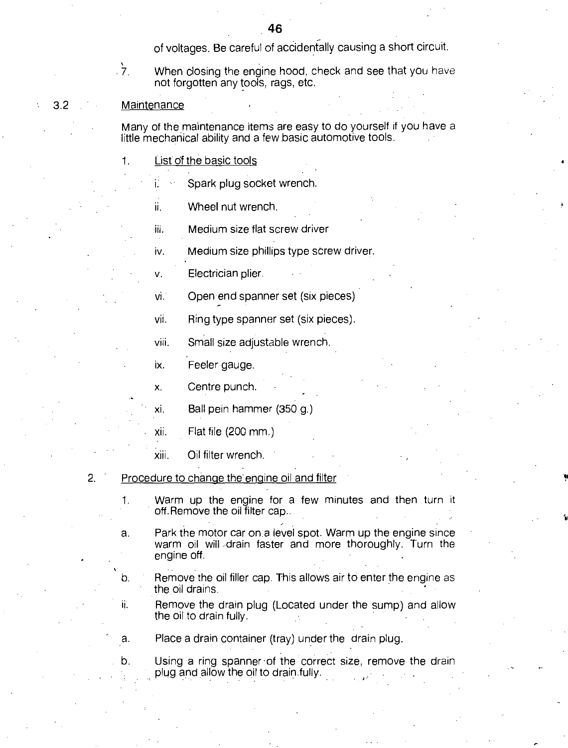of voltages. Be careful of accidentally causing a short circuit.

7. When closing the engine hood, check and see that you have not forgotten any tools, rags, etc.

## 3.2 Maintenance

Many of the maintenance items are easy to do yourself if you have a little mechanical ability and a few basic automotive tools.

1. List of the basic tools

   i. Spark plug socket wrench.

   ii. Wheel nut wrench.

   iii. Medium size flat screw driver

   iv. Medium size phillips type screw driver.

   v. Electrician plier.

   vi. Open end spanner set (six pieces)

   vii. Ring type spanner set (six pieces).

   viii. Small size adjustable wrench.

   ix. Feeler gauge.

   x. Centre punch.

   xi. Ball pein hammer (350 g.)

   xii. Flat file (200 mm.)

   xiii. Oil filter wrench.

2. Procedure to change the engine oil and filter

   1. Warm up the engine for a few minutes and then turn it off. Remove the oil filter cap..

   a. Park the motor car on a level spot. Warm up the engine since warm oil will drain faster and more thoroughly. Turn the engine off.

   b. Remove the oil filler cap. This allows air to enter the engine as the oil drains.

   ii. Remove the drain plug (Located under the sump) and allow the oil to drain fully.

   a. Place a drain container (tray) under the drain plug.

   b. Using a ring spanner of the correct size, remove the drain plug and allow the oil to drain fully.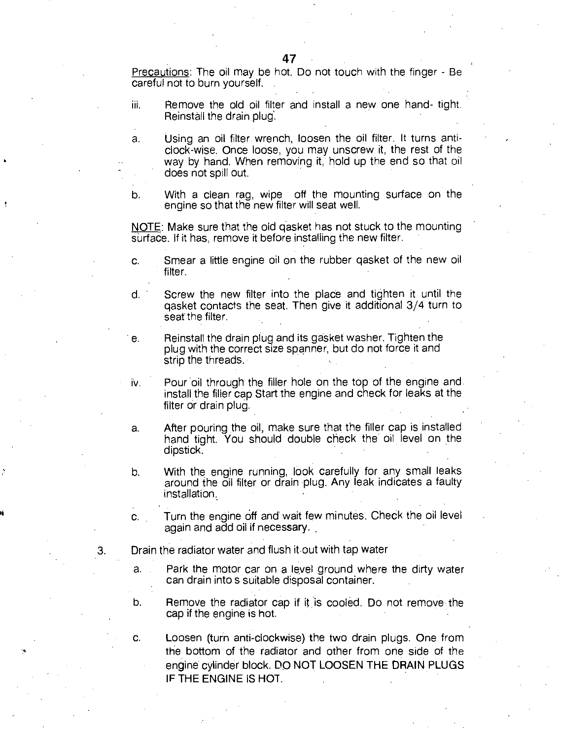<u>Precautions</u>: The oil may be hot. Do not touch with the finger - Be careful not to burn yourself.

iii. Remove the old oil filter and install a new one hand- tight. Reinstall the drain plug.

a. Using an oil filter wrench, loosen the oil filter. It turns anti-clock-wise. Once loose, you may unscrew it, the rest of the way by hand. When removing it, hold up the end so that oil does not spill out.

b. With a clean rag, wipe off the mounting surface on the engine so that the new filter will seat well.

<u>NOTE</u>: Make sure that the old qasket has not stuck to the mounting surface. If it has, remove it before installing the new filter.

c. Smear a little engine oil on the rubber qasket of the new oil filter.

d. Screw the new filter into the place and tighten it until the qasket contacts the seat. Then give it additional 3/4 turn to seat the filter.

e. Reinstall the drain plug and its gasket washer. Tighten the plug with the correct size spanner, but do not force it and strip the threads.

iv. Pour oil through the filler hole on the top of the engine and install the filler cap Start the engine and check for leaks at the filter or drain plug.

a. After pouring the oil, make sure that the filler cap is installed hand tight. You should double check the oil level on the dipstick.

b. With the engine running, look carefully for any small leaks around the oil filter or drain plug. Any leak indicates a faulty installation.

c. Turn the engine off and wait few minutes. Check the oil level again and add oil if necessary.

3. Drain the radiator water and flush it out with tap water

   a. Park the motor car on a level ground where the dirty water can drain into s suitable disposal container.

   b. Remove the radiator cap if it is cooled. Do not remove the cap if the engine is hot.

   c. Loosen (turn anti-clockwise) the two drain plugs. One from the bottom of the radiator and other from one side of the engine cylinder block. DO NOT LOOSEN THE DRAIN PLUGS IF THE ENGINE IS HOT.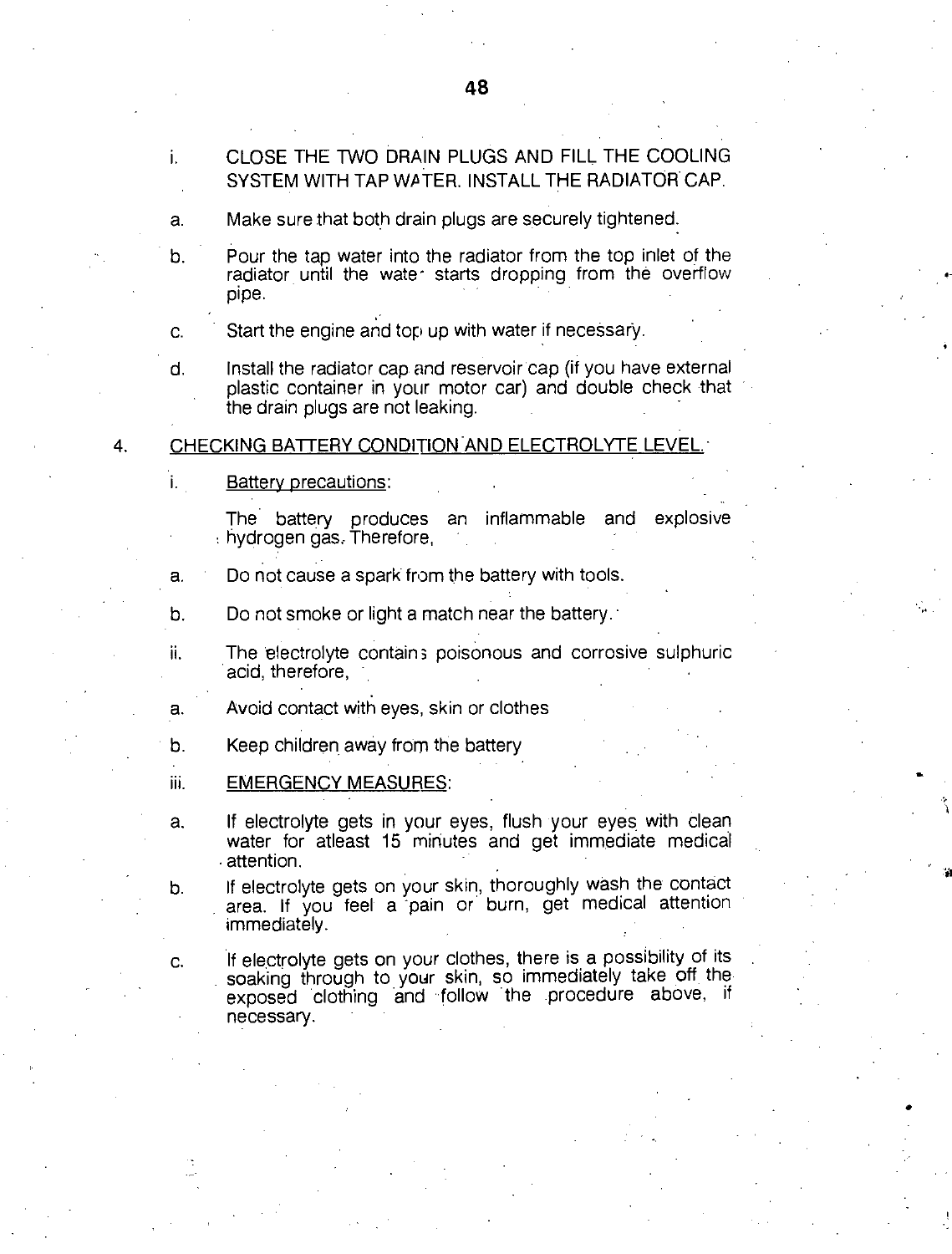i. CLOSE THE TWO DRAIN PLUGS AND FILL THE COOLING SYSTEM WITH TAP WATER. INSTALL THE RADIATOR CAP.

a. Make sure that both drain plugs are securely tightened.

b. Pour the tap water into the radiator from the top inlet of the radiator until the wate· starts dropping from the overflow pipe.

c. Start the engine and top up with water if necessary.

d. Install the radiator cap and reservoir cap (if you have external plastic container in your motor car) and double check that the drain plugs are not leaking.

4. <u>CHECKING BATTERY CONDITION AND ELECTROLYTE LEVEL.</u>

i. <u>Battery precautions</u>:

The battery produces an inflammable and explosive hydrogen gas. Therefore,

a. Do not cause a spark from the battery with tools.

b. Do not smoke or light a match near the battery.

ii. The electrolyte contains poisonous and corrosive sulphuric acid, therefore,

a. Avoid contact with eyes, skin or clothes

b. Keep children away from the battery

iii. <u>EMERGENCY MEASURES</u>:

a. If electrolyte gets in your eyes, flush your eyes with clean water for atleast 15 minutes and get immediate medical attention.

b. If electrolyte gets on your skin, thoroughly wash the contact area. If you feel a pain or burn, get medical attention immediately.

c. If electrolyte gets on your clothes, there is a possibility of its soaking through to your skin, so immediately take off the exposed clothing and follow the procedure above, if necessary.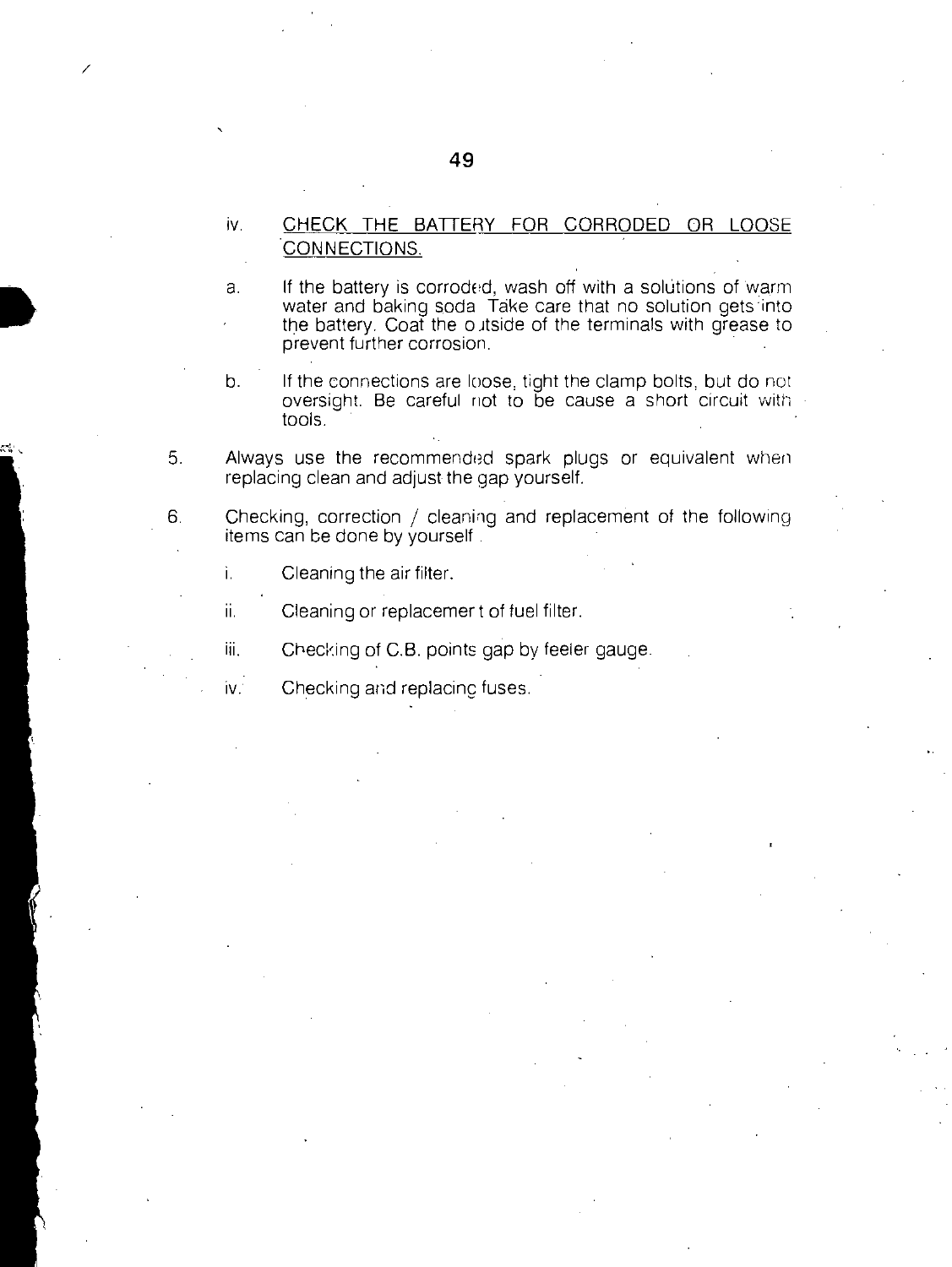iv. <u>CHECK THE BATTERY FOR CORRODED OR LOOSE CONNECTIONS.</u>

a. If the battery is corroded, wash off with a solutions of warm water and baking soda Take care that no solution gets into the battery. Coat the outside of the terminals with grease to prevent further corrosion.

b. If the connections are loose, tight the clamp bolts, but do not oversight. Be careful not to be cause a short circuit with tools.

5. Always use the recommended spark plugs or equivalent when replacing clean and adjust the gap yourself.

6. Checking, correction / cleaning and replacement of the following items can be done by yourself .

   i. Cleaning the air filter.

   ii. Cleaning or replacement of fuel filter.

   iii. Checking of C.B. points gap by feeler gauge.

   iv. Checking and replacing fuses.